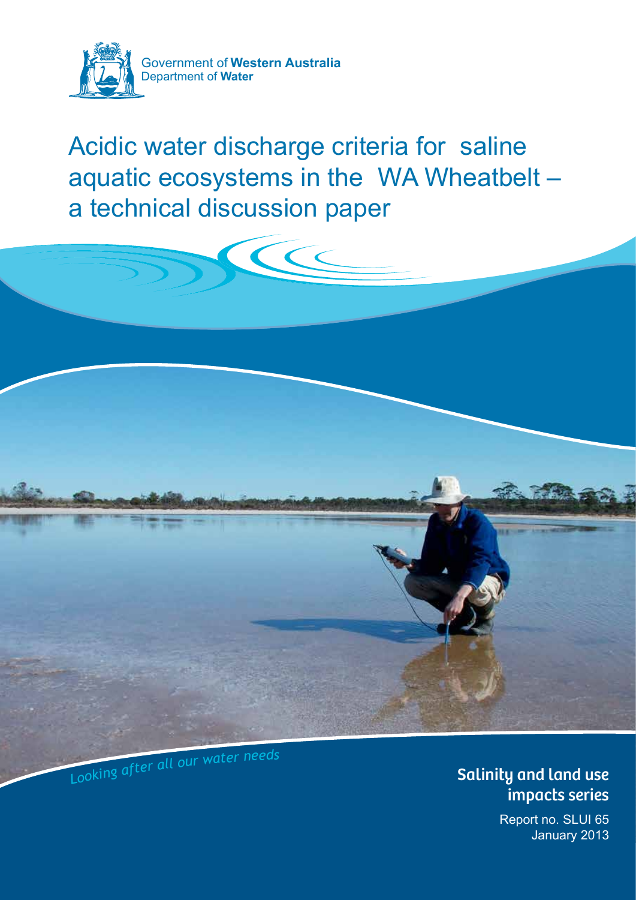Government of **Western Australia**
Department of **Water**

# Acidic water discharge criteria for saline aquatic ecosystems in the WA Wheatbelt – a technical discussion paper

*Looking after all our water needs*

**Salinity and land use impacts series**

Report no. SLUI 65
January 2013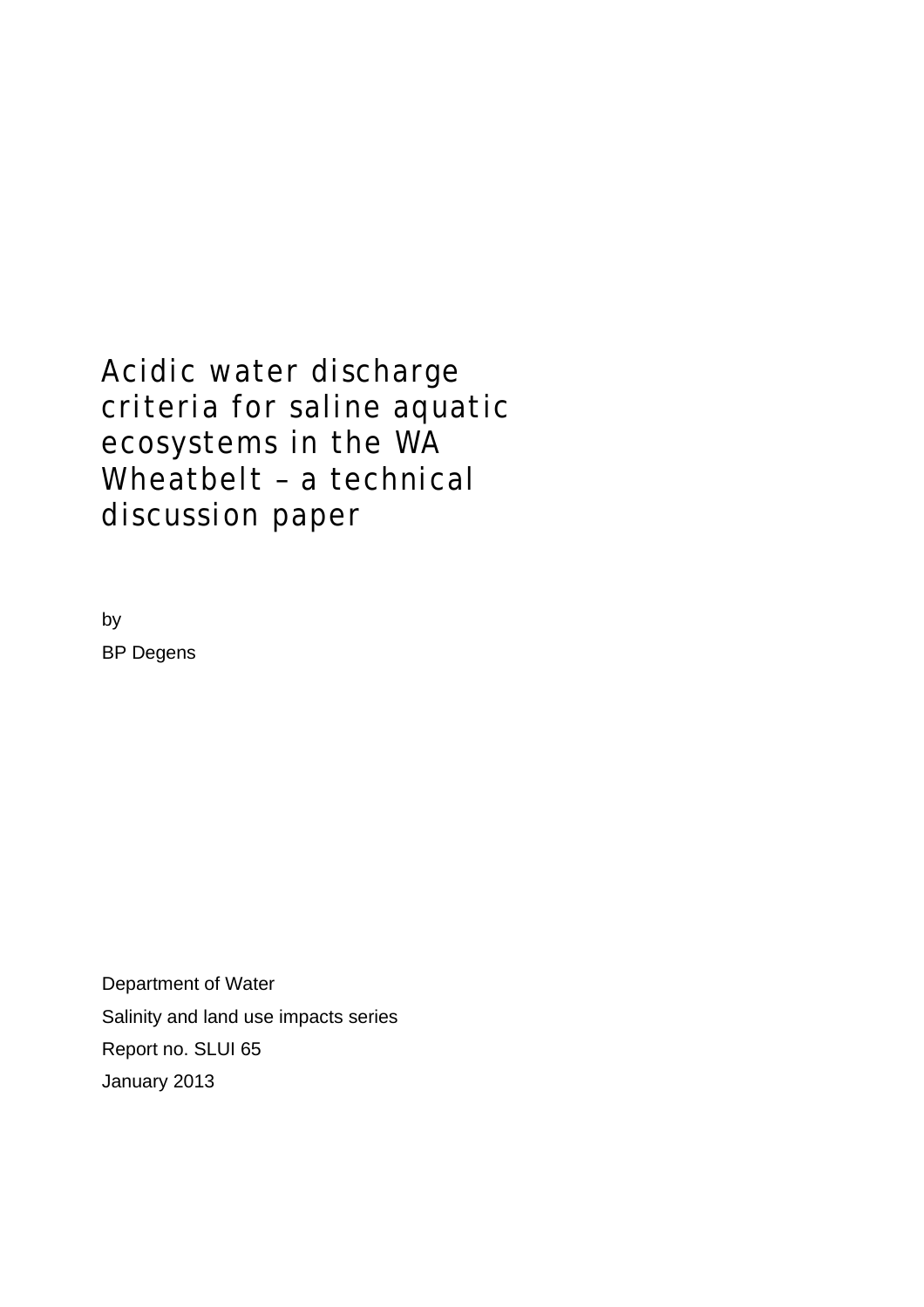# Acidic water discharge criteria for saline aquatic ecosystems in the WA Wheatbelt – a technical discussion paper

by

BP Degens

Department of Water

Salinity and land use impacts series

Report no. SLUI 65

January 2013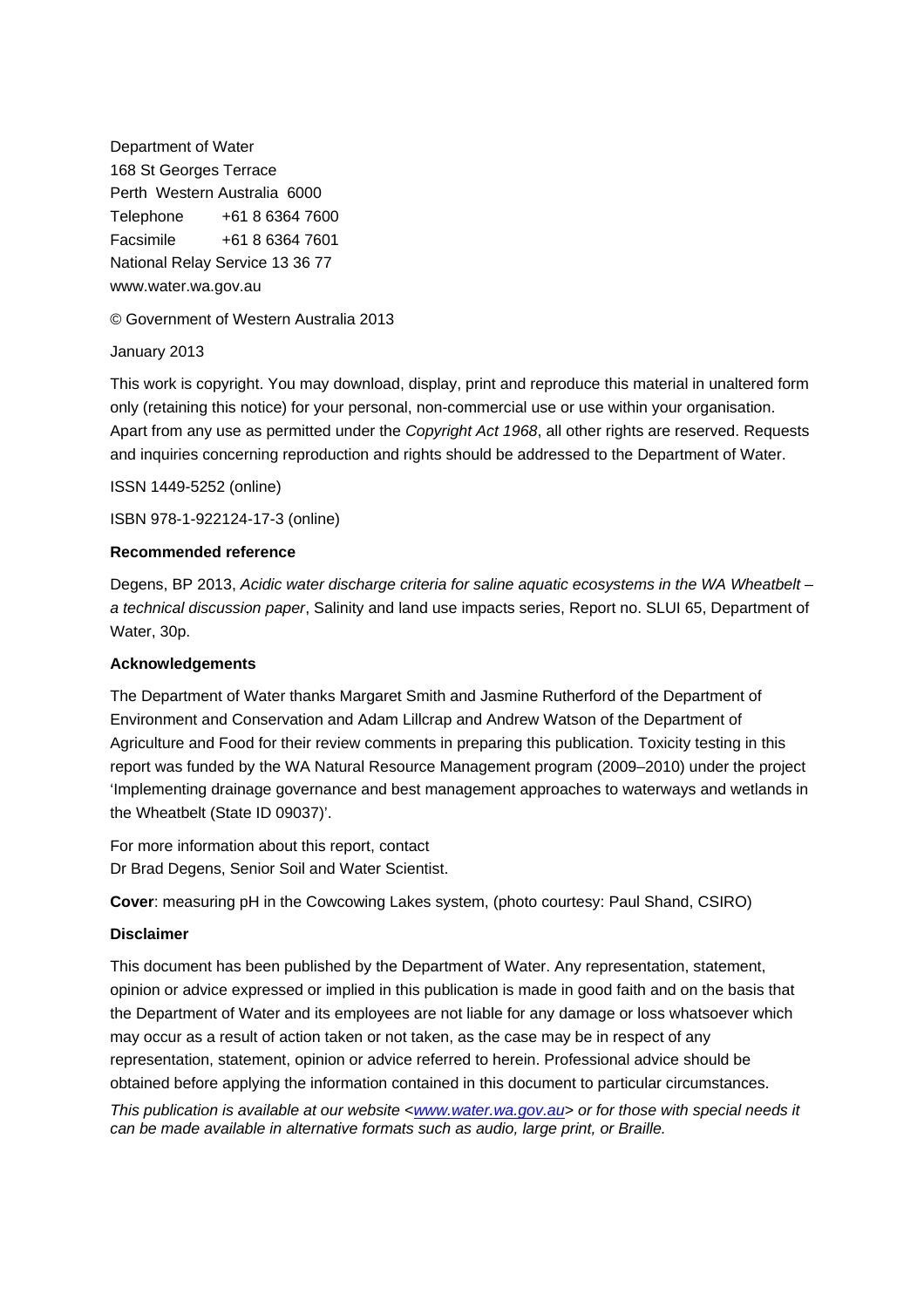Department of Water
168 St Georges Terrace
Perth Western Australia 6000
Telephone +61 8 6364 7600
Facsimile +61 8 6364 7601
National Relay Service 13 36 77
www.water.wa.gov.au

© Government of Western Australia 2013

January 2013

This work is copyright. You may download, display, print and reproduce this material in unaltered form only (retaining this notice) for your personal, non-commercial use or use within your organisation. Apart from any use as permitted under the *Copyright Act 1968*, all other rights are reserved. Requests and inquiries concerning reproduction and rights should be addressed to the Department of Water.

ISSN 1449-5252 (online)

ISBN 978-1-922124-17-3 (online)

**Recommended reference**

Degens, BP 2013, *Acidic water discharge criteria for saline aquatic ecosystems in the WA Wheatbelt – a technical discussion paper*, Salinity and land use impacts series, Report no. SLUI 65, Department of Water, 30p.

**Acknowledgements**

The Department of Water thanks Margaret Smith and Jasmine Rutherford of the Department of Environment and Conservation and Adam Lillcrap and Andrew Watson of the Department of Agriculture and Food for their review comments in preparing this publication. Toxicity testing in this report was funded by the WA Natural Resource Management program (2009–2010) under the project 'Implementing drainage governance and best management approaches to waterways and wetlands in the Wheatbelt (State ID 09037)'.

For more information about this report, contact
Dr Brad Degens, Senior Soil and Water Scientist.

**Cover**: measuring pH in the Cowcowing Lakes system, (photo courtesy: Paul Shand, CSIRO)

**Disclaimer**

This document has been published by the Department of Water. Any representation, statement, opinion or advice expressed or implied in this publication is made in good faith and on the basis that the Department of Water and its employees are not liable for any damage or loss whatsoever which may occur as a result of action taken or not taken, as the case may be in respect of any representation, statement, opinion or advice referred to herein. Professional advice should be obtained before applying the information contained in this document to particular circumstances.

*This publication is available at our website <www.water.wa.gov.au> or for those with special needs it can be made available in alternative formats such as audio, large print, or Braille.*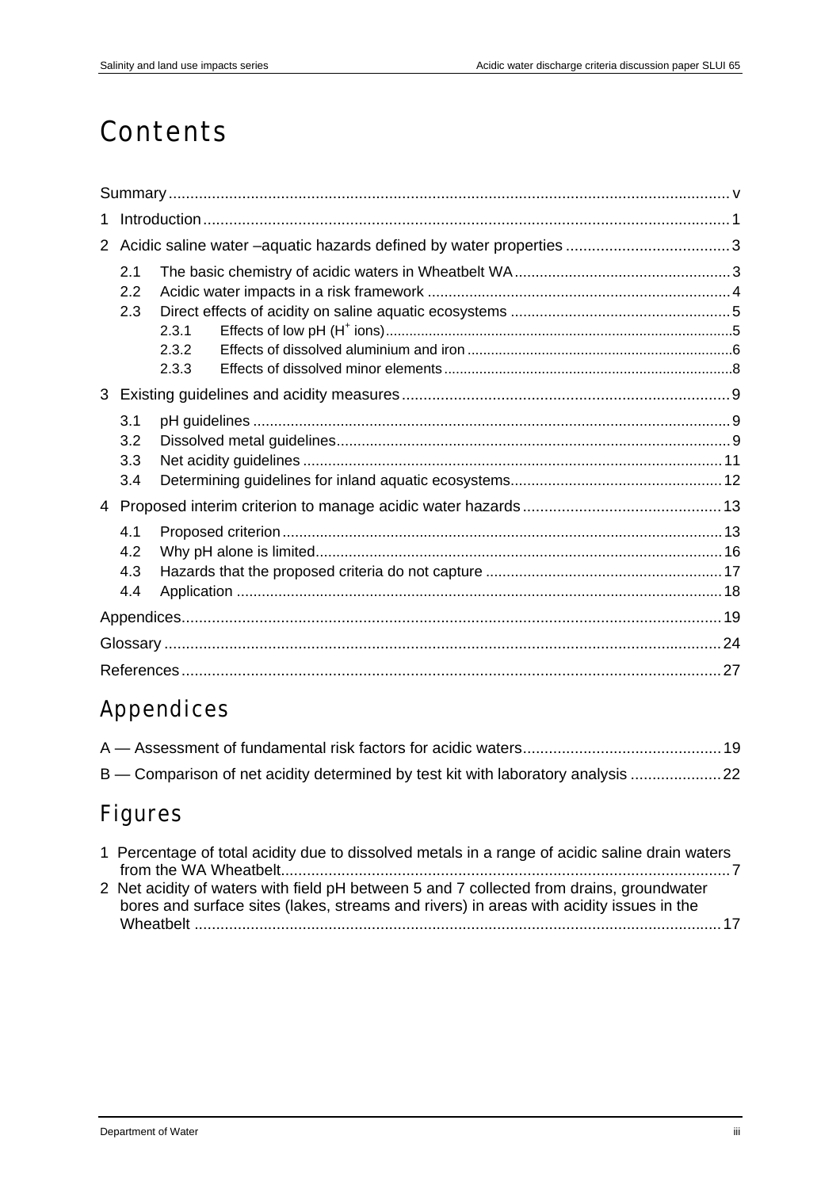# Contents

Summary .......... v

1 Introduction .......... 1

2 Acidic saline water –aquatic hazards defined by water properties .......... 3

- 2.1 The basic chemistry of acidic waters in Wheatbelt WA .......... 3
- 2.2 Acidic water impacts in a risk framework .......... 4
- 2.3 Direct effects of acidity on saline aquatic ecosystems .......... 5
  - 2.3.1 Effects of low pH ($H^+$ ions) .......... 5
  - 2.3.2 Effects of dissolved aluminium and iron .......... 6
  - 2.3.3 Effects of dissolved minor elements .......... 8

3 Existing guidelines and acidity measures .......... 9

- 3.1 pH guidelines .......... 9
- 3.2 Dissolved metal guidelines .......... 9
- 3.3 Net acidity guidelines .......... 11
- 3.4 Determining guidelines for inland aquatic ecosystems .......... 12

4 Proposed interim criterion to manage acidic water hazards .......... 13

- 4.1 Proposed criterion .......... 13
- 4.2 Why pH alone is limited .......... 16
- 4.3 Hazards that the proposed criteria do not capture .......... 17
- 4.4 Application .......... 18

Appendices .......... 19

Glossary .......... 24

References .......... 27

# Appendices

A — Assessment of fundamental risk factors for acidic waters .......... 19

B — Comparison of net acidity determined by test kit with laboratory analysis .......... 22

# Figures

1 Percentage of total acidity due to dissolved metals in a range of acidic saline drain waters from the WA Wheatbelt .......... 7

2 Net acidity of waters with field pH between 5 and 7 collected from drains, groundwater bores and surface sites (lakes, streams and rivers) in areas with acidity issues in the Wheatbelt .......... 17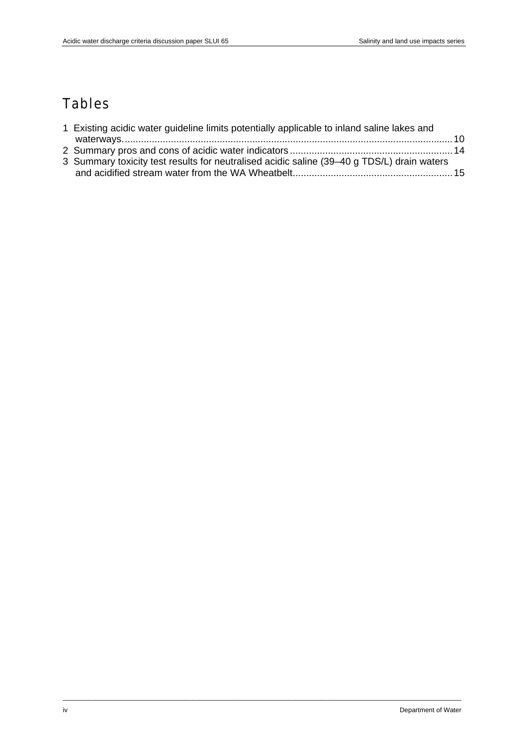# Tables

1 Existing acidic water guideline limits potentially applicable to inland saline lakes and waterways..........10
2 Summary pros and cons of acidic water indicators..........14
3 Summary toxicity test results for neutralised acidic saline (39–40 g TDS/L) drain waters and acidified stream water from the WA Wheatbelt..........15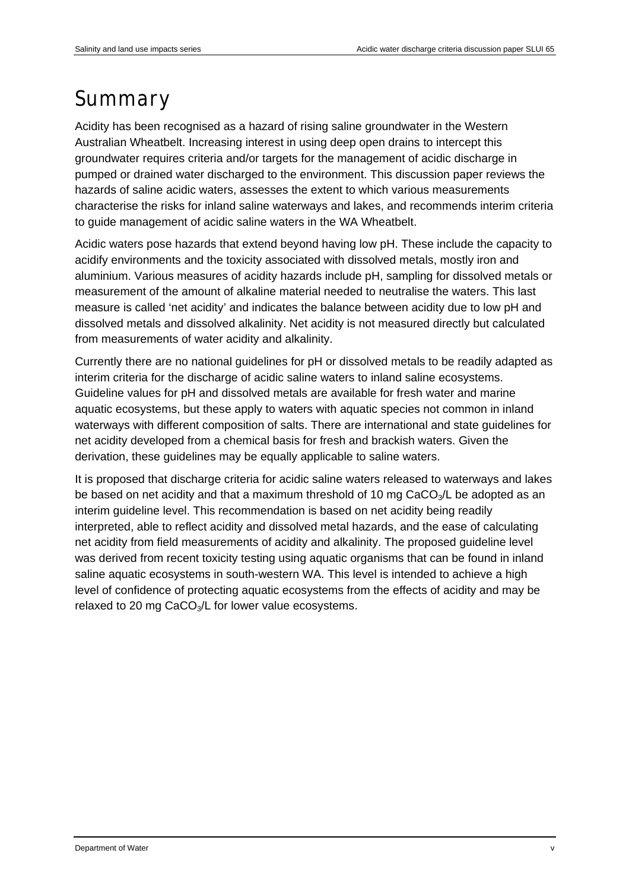# Summary

Acidity has been recognised as a hazard of rising saline groundwater in the Western Australian Wheatbelt. Increasing interest in using deep open drains to intercept this groundwater requires criteria and/or targets for the management of acidic discharge in pumped or drained water discharged to the environment. This discussion paper reviews the hazards of saline acidic waters, assesses the extent to which various measurements characterise the risks for inland saline waterways and lakes, and recommends interim criteria to guide management of acidic saline waters in the WA Wheatbelt.

Acidic waters pose hazards that extend beyond having low pH. These include the capacity to acidify environments and the toxicity associated with dissolved metals, mostly iron and aluminium. Various measures of acidity hazards include pH, sampling for dissolved metals or measurement of the amount of alkaline material needed to neutralise the waters. This last measure is called 'net acidity' and indicates the balance between acidity due to low pH and dissolved metals and dissolved alkalinity. Net acidity is not measured directly but calculated from measurements of water acidity and alkalinity.

Currently there are no national guidelines for pH or dissolved metals to be readily adapted as interim criteria for the discharge of acidic saline waters to inland saline ecosystems. Guideline values for pH and dissolved metals are available for fresh water and marine aquatic ecosystems, but these apply to waters with aquatic species not common in inland waterways with different composition of salts. There are international and state guidelines for net acidity developed from a chemical basis for fresh and brackish waters. Given the derivation, these guidelines may be equally applicable to saline waters.

It is proposed that discharge criteria for acidic saline waters released to waterways and lakes be based on net acidity and that a maximum threshold of 10 mg $CaCO_3$/L be adopted as an interim guideline level. This recommendation is based on net acidity being readily interpreted, able to reflect acidity and dissolved metal hazards, and the ease of calculating net acidity from field measurements of acidity and alkalinity. The proposed guideline level was derived from recent toxicity testing using aquatic organisms that can be found in inland saline aquatic ecosystems in south-western WA. This level is intended to achieve a high level of confidence of protecting aquatic ecosystems from the effects of acidity and may be relaxed to 20 mg $CaCO_3$/L for lower value ecosystems.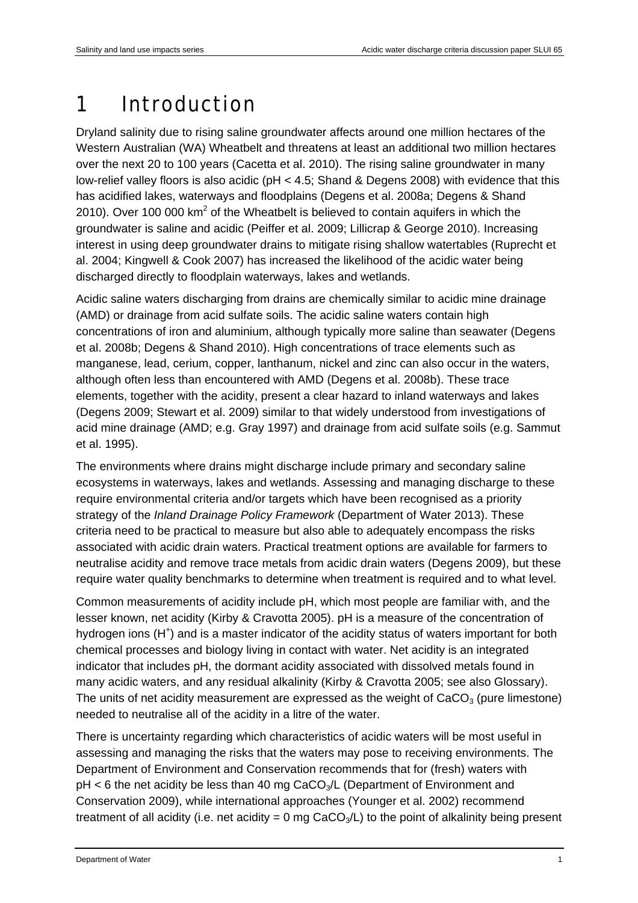# 1 Introduction

Dryland salinity due to rising saline groundwater affects around one million hectares of the Western Australian (WA) Wheatbelt and threatens at least an additional two million hectares over the next 20 to 100 years (Cacetta et al. 2010). The rising saline groundwater in many low-relief valley floors is also acidic (pH < 4.5; Shand & Degens 2008) with evidence that this has acidified lakes, waterways and floodplains (Degens et al. 2008a; Degens & Shand 2010). Over 100 000 $km^2$ of the Wheatbelt is believed to contain aquifers in which the groundwater is saline and acidic (Peiffer et al. 2009; Lillicrap & George 2010). Increasing interest in using deep groundwater drains to mitigate rising shallow watertables (Ruprecht et al. 2004; Kingwell & Cook 2007) has increased the likelihood of the acidic water being discharged directly to floodplain waterways, lakes and wetlands.

Acidic saline waters discharging from drains are chemically similar to acidic mine drainage (AMD) or drainage from acid sulfate soils. The acidic saline waters contain high concentrations of iron and aluminium, although typically more saline than seawater (Degens et al. 2008b; Degens & Shand 2010). High concentrations of trace elements such as manganese, lead, cerium, copper, lanthanum, nickel and zinc can also occur in the waters, although often less than encountered with AMD (Degens et al. 2008b). These trace elements, together with the acidity, present a clear hazard to inland waterways and lakes (Degens 2009; Stewart et al. 2009) similar to that widely understood from investigations of acid mine drainage (AMD; e.g. Gray 1997) and drainage from acid sulfate soils (e.g. Sammut et al. 1995).

The environments where drains might discharge include primary and secondary saline ecosystems in waterways, lakes and wetlands. Assessing and managing discharge to these require environmental criteria and/or targets which have been recognised as a priority strategy of the *Inland Drainage Policy Framework* (Department of Water 2013). These criteria need to be practical to measure but also able to adequately encompass the risks associated with acidic drain waters. Practical treatment options are available for farmers to neutralise acidity and remove trace metals from acidic drain waters (Degens 2009), but these require water quality benchmarks to determine when treatment is required and to what level.

Common measurements of acidity include pH, which most people are familiar with, and the lesser known, net acidity (Kirby & Cravotta 2005). pH is a measure of the concentration of hydrogen ions ($H^+$) and is a master indicator of the acidity status of waters important for both chemical processes and biology living in contact with water. Net acidity is an integrated indicator that includes pH, the dormant acidity associated with dissolved metals found in many acidic waters, and any residual alkalinity (Kirby & Cravotta 2005; see also Glossary). The units of net acidity measurement are expressed as the weight of $CaCO_3$ (pure limestone) needed to neutralise all of the acidity in a litre of the water.

There is uncertainty regarding which characteristics of acidic waters will be most useful in assessing and managing the risks that the waters may pose to receiving environments. The Department of Environment and Conservation recommends that for (fresh) waters with pH < 6 the net acidity be less than 40 mg $CaCO_3$/L (Department of Environment and Conservation 2009), while international approaches (Younger et al. 2002) recommend treatment of all acidity (i.e. net acidity = 0 mg $CaCO_3$/L) to the point of alkalinity being present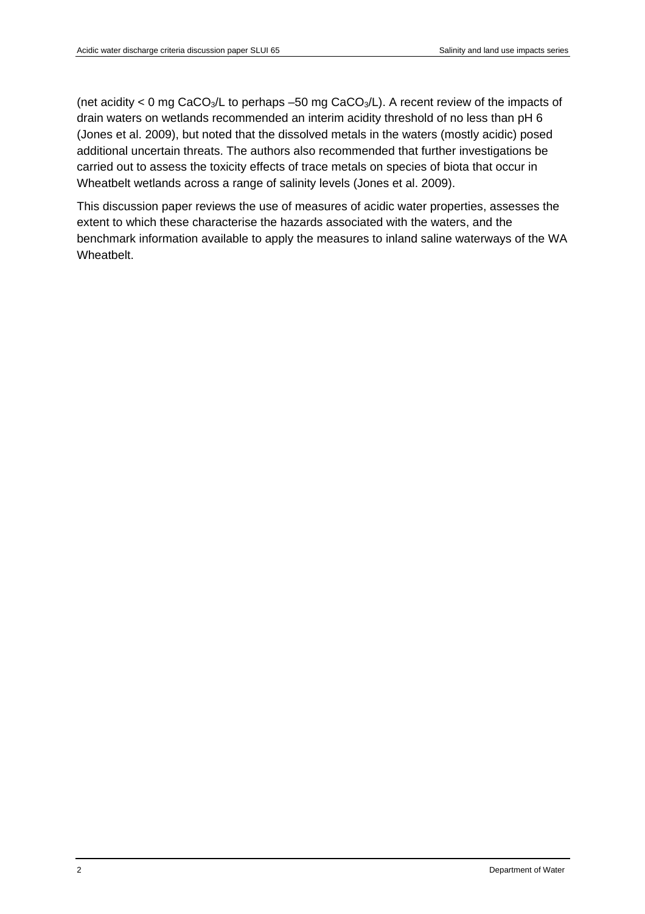(net acidity < 0 mg $CaCO_3$/L to perhaps –50 mg $CaCO_3$/L). A recent review of the impacts of drain waters on wetlands recommended an interim acidity threshold of no less than pH 6 (Jones et al. 2009), but noted that the dissolved metals in the waters (mostly acidic) posed additional uncertain threats. The authors also recommended that further investigations be carried out to assess the toxicity effects of trace metals on species of biota that occur in Wheatbelt wetlands across a range of salinity levels (Jones et al. 2009).

This discussion paper reviews the use of measures of acidic water properties, assesses the extent to which these characterise the hazards associated with the waters, and the benchmark information available to apply the measures to inland saline waterways of the WA Wheatbelt.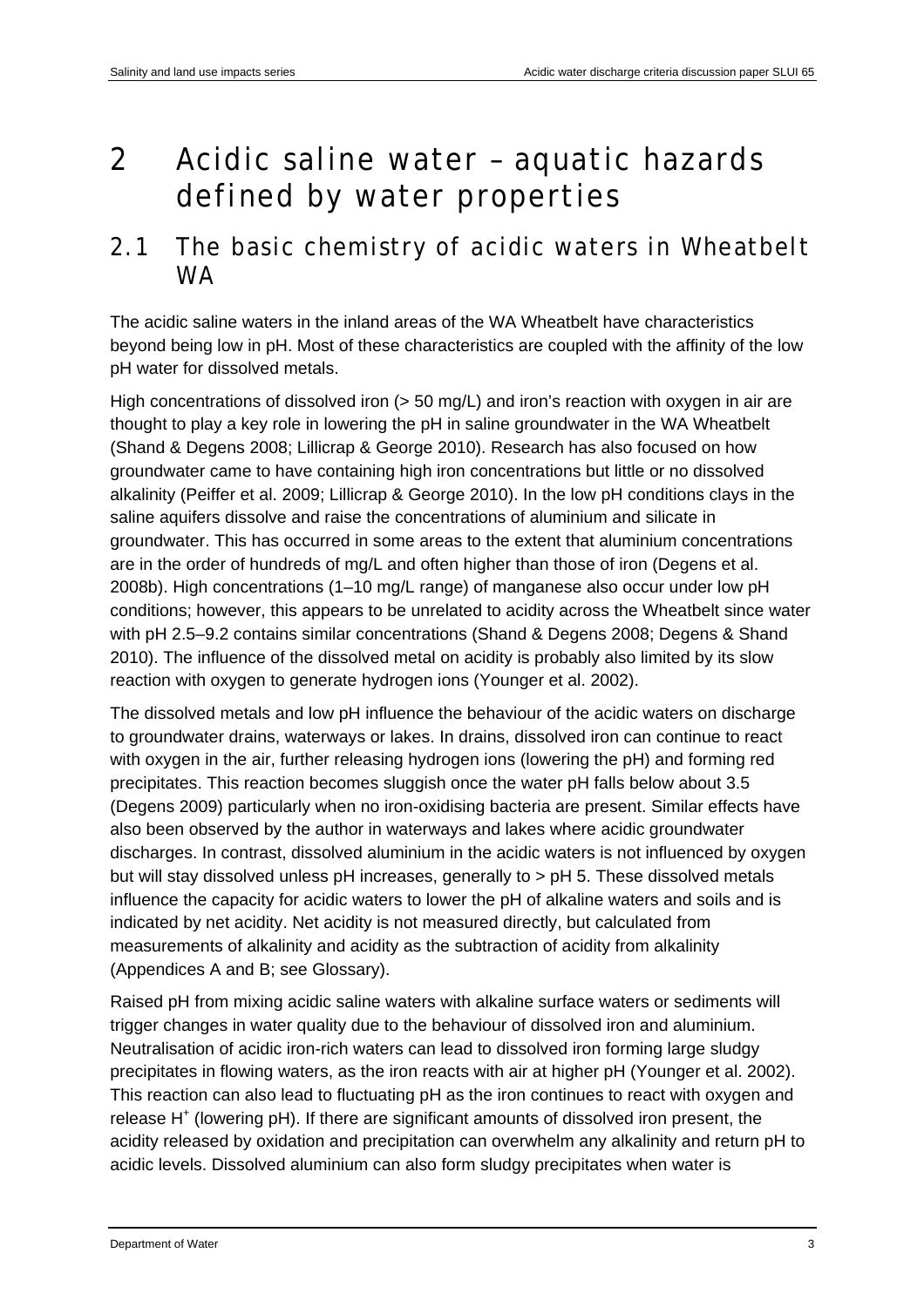# 2 Acidic saline water – aquatic hazards defined by water properties

## 2.1 The basic chemistry of acidic waters in Wheatbelt WA

The acidic saline waters in the inland areas of the WA Wheatbelt have characteristics beyond being low in pH. Most of these characteristics are coupled with the affinity of the low pH water for dissolved metals.

High concentrations of dissolved iron (> 50 mg/L) and iron's reaction with oxygen in air are thought to play a key role in lowering the pH in saline groundwater in the WA Wheatbelt (Shand & Degens 2008; Lillicrap & George 2010). Research has also focused on how groundwater came to have containing high iron concentrations but little or no dissolved alkalinity (Peiffer et al. 2009; Lillicrap & George 2010). In the low pH conditions clays in the saline aquifers dissolve and raise the concentrations of aluminium and silicate in groundwater. This has occurred in some areas to the extent that aluminium concentrations are in the order of hundreds of mg/L and often higher than those of iron (Degens et al. 2008b). High concentrations (1–10 mg/L range) of manganese also occur under low pH conditions; however, this appears to be unrelated to acidity across the Wheatbelt since water with pH 2.5–9.2 contains similar concentrations (Shand & Degens 2008; Degens & Shand 2010). The influence of the dissolved metal on acidity is probably also limited by its slow reaction with oxygen to generate hydrogen ions (Younger et al. 2002).

The dissolved metals and low pH influence the behaviour of the acidic waters on discharge to groundwater drains, waterways or lakes. In drains, dissolved iron can continue to react with oxygen in the air, further releasing hydrogen ions (lowering the pH) and forming red precipitates. This reaction becomes sluggish once the water pH falls below about 3.5 (Degens 2009) particularly when no iron-oxidising bacteria are present. Similar effects have also been observed by the author in waterways and lakes where acidic groundwater discharges. In contrast, dissolved aluminium in the acidic waters is not influenced by oxygen but will stay dissolved unless pH increases, generally to > pH 5. These dissolved metals influence the capacity for acidic waters to lower the pH of alkaline waters and soils and is indicated by net acidity. Net acidity is not measured directly, but calculated from measurements of alkalinity and acidity as the subtraction of acidity from alkalinity (Appendices A and B; see Glossary).

Raised pH from mixing acidic saline waters with alkaline surface waters or sediments will trigger changes in water quality due to the behaviour of dissolved iron and aluminium. Neutralisation of acidic iron-rich waters can lead to dissolved iron forming large sludgy precipitates in flowing waters, as the iron reacts with air at higher pH (Younger et al. 2002). This reaction can also lead to fluctuating pH as the iron continues to react with oxygen and release $H^+$ (lowering pH). If there are significant amounts of dissolved iron present, the acidity released by oxidation and precipitation can overwhelm any alkalinity and return pH to acidic levels. Dissolved aluminium can also form sludgy precipitates when water is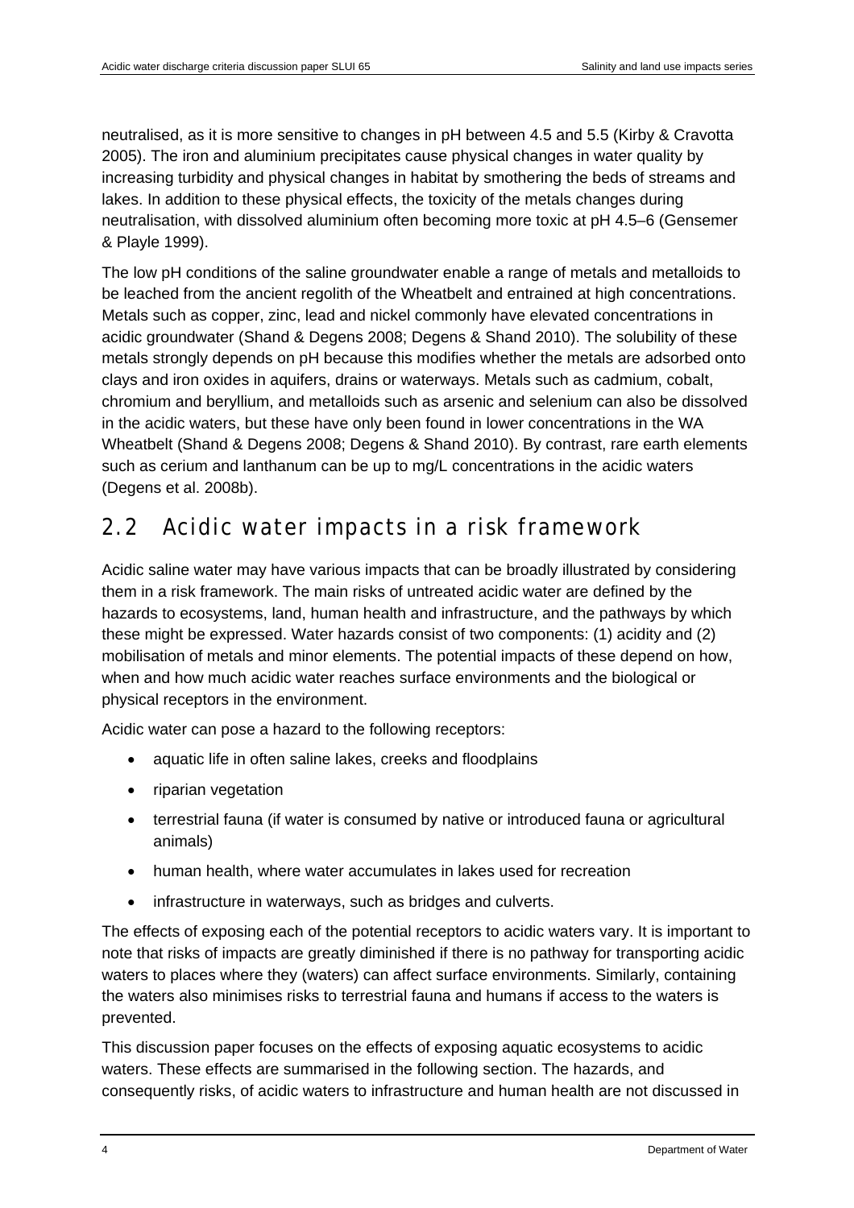neutralised, as it is more sensitive to changes in pH between 4.5 and 5.5 (Kirby & Cravotta 2005). The iron and aluminium precipitates cause physical changes in water quality by increasing turbidity and physical changes in habitat by smothering the beds of streams and lakes. In addition to these physical effects, the toxicity of the metals changes during neutralisation, with dissolved aluminium often becoming more toxic at pH 4.5–6 (Gensemer & Playle 1999).

The low pH conditions of the saline groundwater enable a range of metals and metalloids to be leached from the ancient regolith of the Wheatbelt and entrained at high concentrations. Metals such as copper, zinc, lead and nickel commonly have elevated concentrations in acidic groundwater (Shand & Degens 2008; Degens & Shand 2010). The solubility of these metals strongly depends on pH because this modifies whether the metals are adsorbed onto clays and iron oxides in aquifers, drains or waterways. Metals such as cadmium, cobalt, chromium and beryllium, and metalloids such as arsenic and selenium can also be dissolved in the acidic waters, but these have only been found in lower concentrations in the WA Wheatbelt (Shand & Degens 2008; Degens & Shand 2010). By contrast, rare earth elements such as cerium and lanthanum can be up to mg/L concentrations in the acidic waters (Degens et al. 2008b).

## 2.2 Acidic water impacts in a risk framework

Acidic saline water may have various impacts that can be broadly illustrated by considering them in a risk framework. The main risks of untreated acidic water are defined by the hazards to ecosystems, land, human health and infrastructure, and the pathways by which these might be expressed. Water hazards consist of two components: (1) acidity and (2) mobilisation of metals and minor elements. The potential impacts of these depend on how, when and how much acidic water reaches surface environments and the biological or physical receptors in the environment.

Acidic water can pose a hazard to the following receptors:

- aquatic life in often saline lakes, creeks and floodplains
- riparian vegetation
- terrestrial fauna (if water is consumed by native or introduced fauna or agricultural animals)
- human health, where water accumulates in lakes used for recreation
- infrastructure in waterways, such as bridges and culverts.

The effects of exposing each of the potential receptors to acidic waters vary. It is important to note that risks of impacts are greatly diminished if there is no pathway for transporting acidic waters to places where they (waters) can affect surface environments. Similarly, containing the waters also minimises risks to terrestrial fauna and humans if access to the waters is prevented.

This discussion paper focuses on the effects of exposing aquatic ecosystems to acidic waters. These effects are summarised in the following section. The hazards, and consequently risks, of acidic waters to infrastructure and human health are not discussed in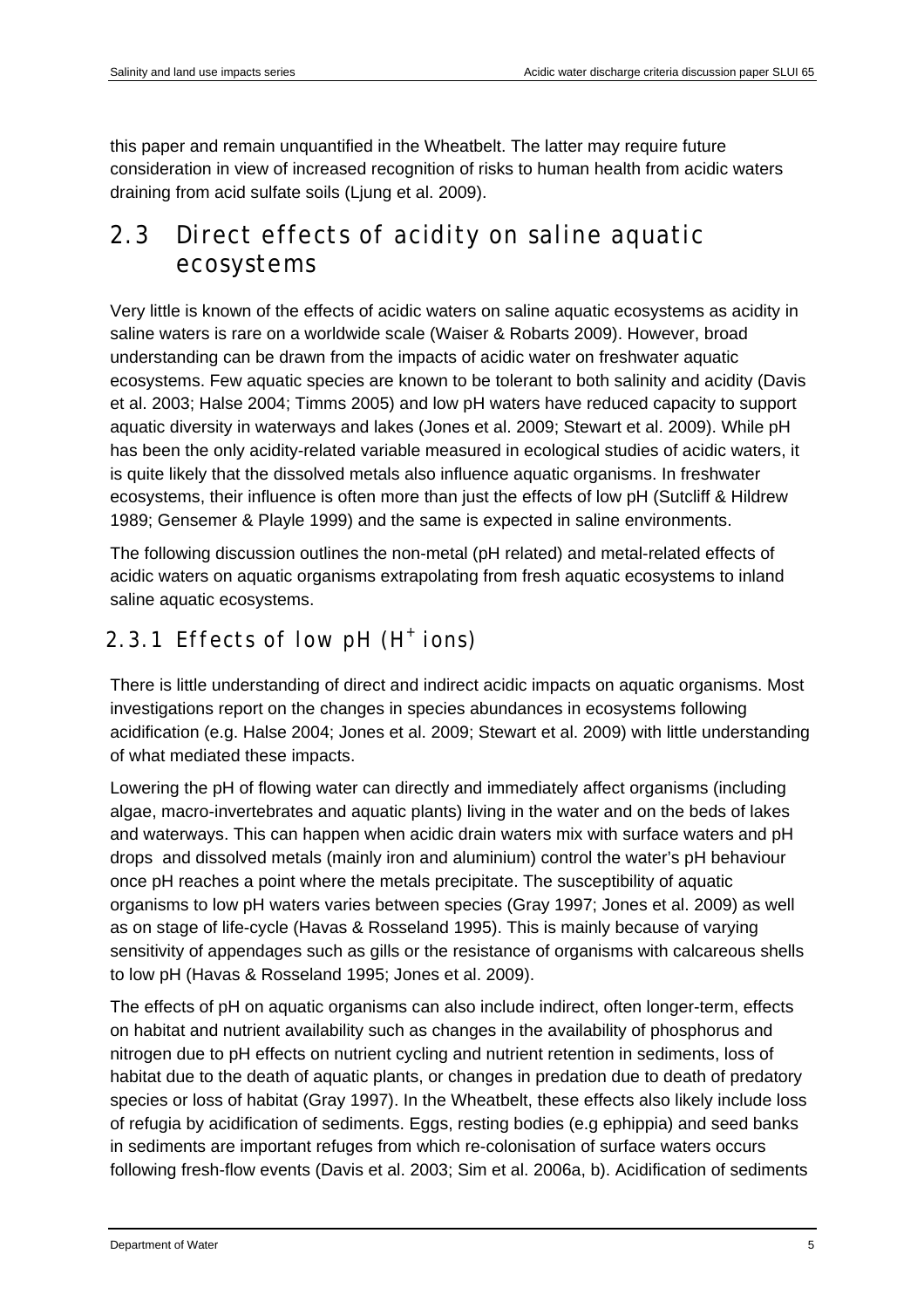this paper and remain unquantified in the Wheatbelt. The latter may require future consideration in view of increased recognition of risks to human health from acidic waters draining from acid sulfate soils (Ljung et al. 2009).

## 2.3 Direct effects of acidity on saline aquatic ecosystems

Very little is known of the effects of acidic waters on saline aquatic ecosystems as acidity in saline waters is rare on a worldwide scale (Waiser & Robarts 2009). However, broad understanding can be drawn from the impacts of acidic water on freshwater aquatic ecosystems. Few aquatic species are known to be tolerant to both salinity and acidity (Davis et al. 2003; Halse 2004; Timms 2005) and low pH waters have reduced capacity to support aquatic diversity in waterways and lakes (Jones et al. 2009; Stewart et al. 2009). While pH has been the only acidity-related variable measured in ecological studies of acidic waters, it is quite likely that the dissolved metals also influence aquatic organisms. In freshwater ecosystems, their influence is often more than just the effects of low pH (Sutcliff & Hildrew 1989; Gensemer & Playle 1999) and the same is expected in saline environments.

The following discussion outlines the non-metal (pH related) and metal-related effects of acidic waters on aquatic organisms extrapolating from fresh aquatic ecosystems to inland saline aquatic ecosystems.

### 2.3.1 Effects of low pH ($H^+$ ions)

There is little understanding of direct and indirect acidic impacts on aquatic organisms. Most investigations report on the changes in species abundances in ecosystems following acidification (e.g. Halse 2004; Jones et al. 2009; Stewart et al. 2009) with little understanding of what mediated these impacts.

Lowering the pH of flowing water can directly and immediately affect organisms (including algae, macro-invertebrates and aquatic plants) living in the water and on the beds of lakes and waterways. This can happen when acidic drain waters mix with surface waters and pH drops and dissolved metals (mainly iron and aluminium) control the water's pH behaviour once pH reaches a point where the metals precipitate. The susceptibility of aquatic organisms to low pH waters varies between species (Gray 1997; Jones et al. 2009) as well as on stage of life-cycle (Havas & Rosseland 1995). This is mainly because of varying sensitivity of appendages such as gills or the resistance of organisms with calcareous shells to low pH (Havas & Rosseland 1995; Jones et al. 2009).

The effects of pH on aquatic organisms can also include indirect, often longer-term, effects on habitat and nutrient availability such as changes in the availability of phosphorus and nitrogen due to pH effects on nutrient cycling and nutrient retention in sediments, loss of habitat due to the death of aquatic plants, or changes in predation due to death of predatory species or loss of habitat (Gray 1997). In the Wheatbelt, these effects also likely include loss of refugia by acidification of sediments. Eggs, resting bodies (e.g ephippia) and seed banks in sediments are important refuges from which re-colonisation of surface waters occurs following fresh-flow events (Davis et al. 2003; Sim et al. 2006a, b). Acidification of sediments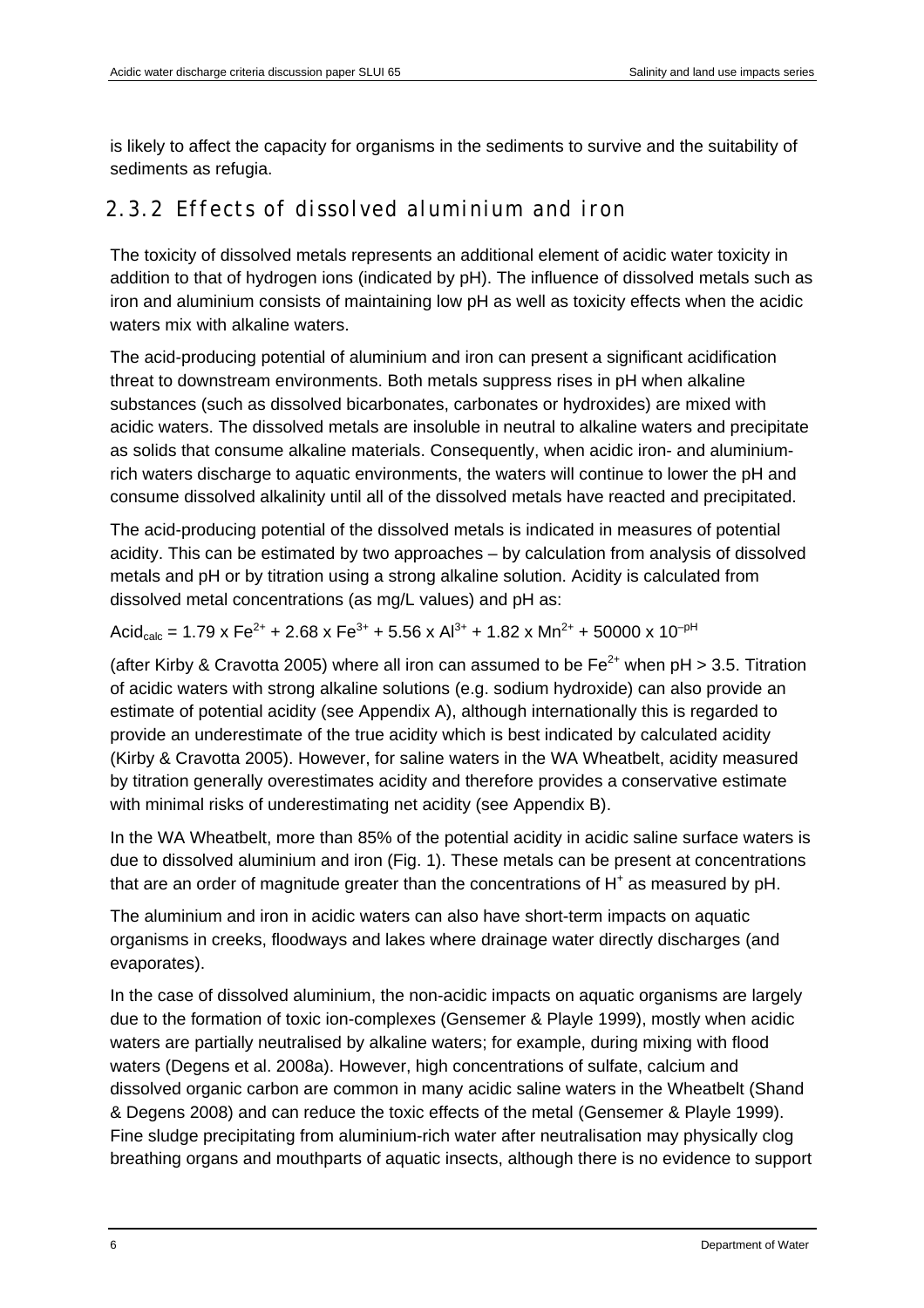is likely to affect the capacity for organisms in the sediments to survive and the suitability of sediments as refugia.

### 2.3.2 Effects of dissolved aluminium and iron

The toxicity of dissolved metals represents an additional element of acidic water toxicity in addition to that of hydrogen ions (indicated by pH). The influence of dissolved metals such as iron and aluminium consists of maintaining low pH as well as toxicity effects when the acidic waters mix with alkaline waters.

The acid-producing potential of aluminium and iron can present a significant acidification threat to downstream environments. Both metals suppress rises in pH when alkaline substances (such as dissolved bicarbonates, carbonates or hydroxides) are mixed with acidic waters. The dissolved metals are insoluble in neutral to alkaline waters and precipitate as solids that consume alkaline materials. Consequently, when acidic iron- and aluminium-rich waters discharge to aquatic environments, the waters will continue to lower the pH and consume dissolved alkalinity until all of the dissolved metals have reacted and precipitated.

The acid-producing potential of the dissolved metals is indicated in measures of potential acidity. This can be estimated by two approaches – by calculation from analysis of dissolved metals and pH or by titration using a strong alkaline solution. Acidity is calculated from dissolved metal concentrations (as mg/L values) and pH as:

$$Acid_{calc} = 1.79 \times Fe^{2+} + 2.68 \times Fe^{3+} + 5.56 \times Al^{3+} + 1.82 \times Mn^{2+} + 50000 \times 10^{-pH}$$

(after Kirby & Cravotta 2005) where all iron can assumed to be $Fe^{2+}$ when pH > 3.5. Titration of acidic waters with strong alkaline solutions (e.g. sodium hydroxide) can also provide an estimate of potential acidity (see Appendix A), although internationally this is regarded to provide an underestimate of the true acidity which is best indicated by calculated acidity (Kirby & Cravotta 2005). However, for saline waters in the WA Wheatbelt, acidity measured by titration generally overestimates acidity and therefore provides a conservative estimate with minimal risks of underestimating net acidity (see Appendix B).

In the WA Wheatbelt, more than 85% of the potential acidity in acidic saline surface waters is due to dissolved aluminium and iron (Fig. 1). These metals can be present at concentrations that are an order of magnitude greater than the concentrations of $H^+$ as measured by pH.

The aluminium and iron in acidic waters can also have short-term impacts on aquatic organisms in creeks, floodways and lakes where drainage water directly discharges (and evaporates).

In the case of dissolved aluminium, the non-acidic impacts on aquatic organisms are largely due to the formation of toxic ion-complexes (Gensemer & Playle 1999), mostly when acidic waters are partially neutralised by alkaline waters; for example, during mixing with flood waters (Degens et al. 2008a). However, high concentrations of sulfate, calcium and dissolved organic carbon are common in many acidic saline waters in the Wheatbelt (Shand & Degens 2008) and can reduce the toxic effects of the metal (Gensemer & Playle 1999). Fine sludge precipitating from aluminium-rich water after neutralisation may physically clog breathing organs and mouthparts of aquatic insects, although there is no evidence to support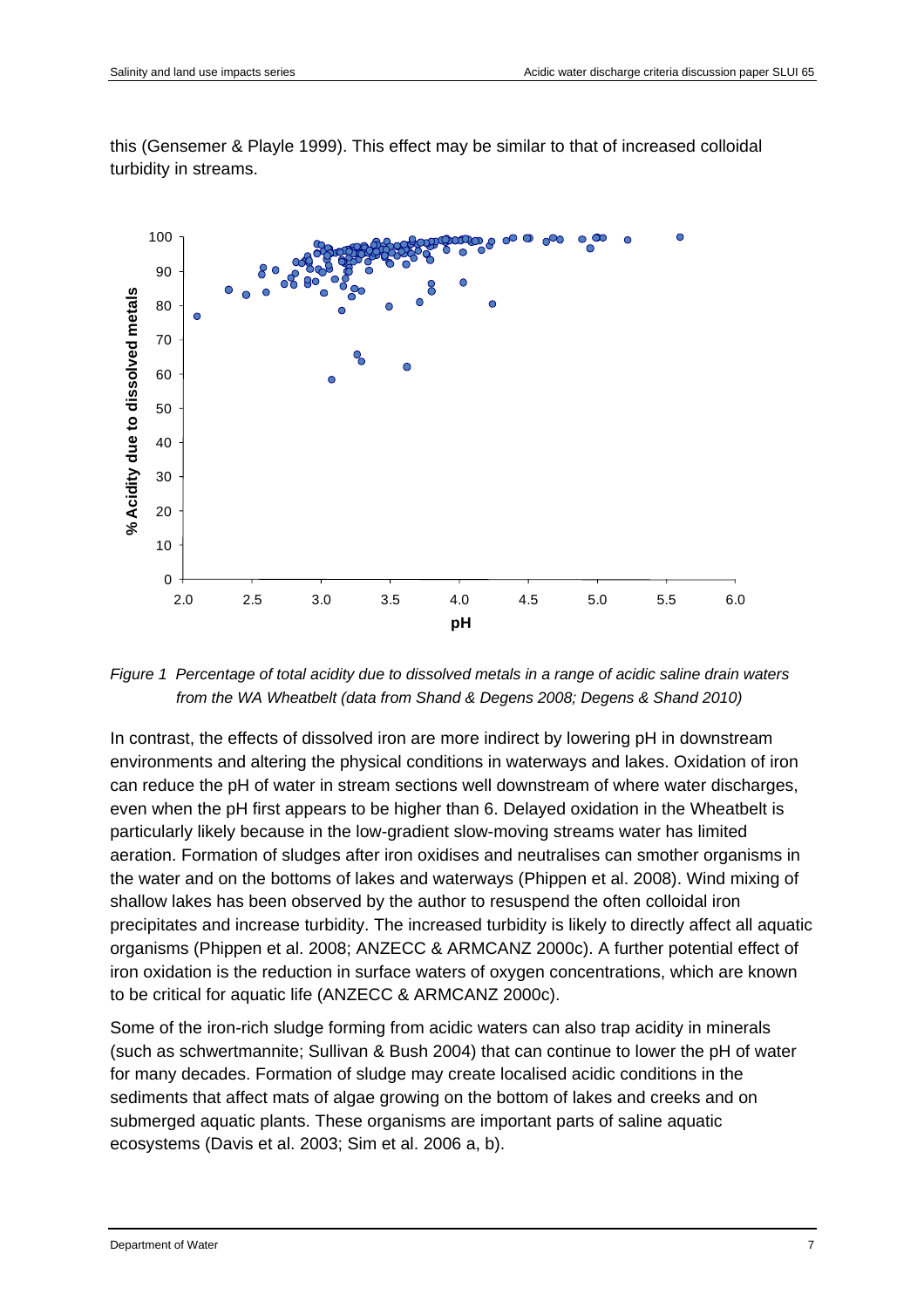this (Gensemer & Playle 1999). This effect may be similar to that of increased colloidal turbidity in streams.

*Figure 1 Percentage of total acidity due to dissolved metals in a range of acidic saline drain waters from the WA Wheatbelt (data from Shand & Degens 2008; Degens & Shand 2010)*

In contrast, the effects of dissolved iron are more indirect by lowering pH in downstream environments and altering the physical conditions in waterways and lakes. Oxidation of iron can reduce the pH of water in stream sections well downstream of where water discharges, even when the pH first appears to be higher than 6. Delayed oxidation in the Wheatbelt is particularly likely because in the low-gradient slow-moving streams water has limited aeration. Formation of sludges after iron oxidises and neutralises can smother organisms in the water and on the bottoms of lakes and waterways (Phippen et al. 2008). Wind mixing of shallow lakes has been observed by the author to resuspend the often colloidal iron precipitates and increase turbidity. The increased turbidity is likely to directly affect all aquatic organisms (Phippen et al. 2008; ANZECC & ARMCANZ 2000c). A further potential effect of iron oxidation is the reduction in surface waters of oxygen concentrations, which are known to be critical for aquatic life (ANZECC & ARMCANZ 2000c).

Some of the iron-rich sludge forming from acidic waters can also trap acidity in minerals (such as schwertmannite; Sullivan & Bush 2004) that can continue to lower the pH of water for many decades. Formation of sludge may create localised acidic conditions in the sediments that affect mats of algae growing on the bottom of lakes and creeks and on submerged aquatic plants. These organisms are important parts of saline aquatic ecosystems (Davis et al. 2003; Sim et al. 2006 a, b).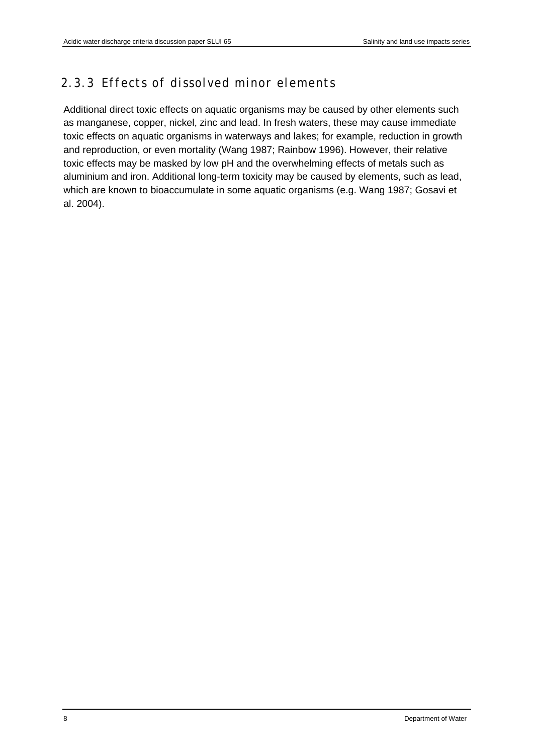### 2.3.3 Effects of dissolved minor elements

Additional direct toxic effects on aquatic organisms may be caused by other elements such as manganese, copper, nickel, zinc and lead. In fresh waters, these may cause immediate toxic effects on aquatic organisms in waterways and lakes; for example, reduction in growth and reproduction, or even mortality (Wang 1987; Rainbow 1996). However, their relative toxic effects may be masked by low pH and the overwhelming effects of metals such as aluminium and iron. Additional long-term toxicity may be caused by elements, such as lead, which are known to bioaccumulate in some aquatic organisms (e.g. Wang 1987; Gosavi et al. 2004).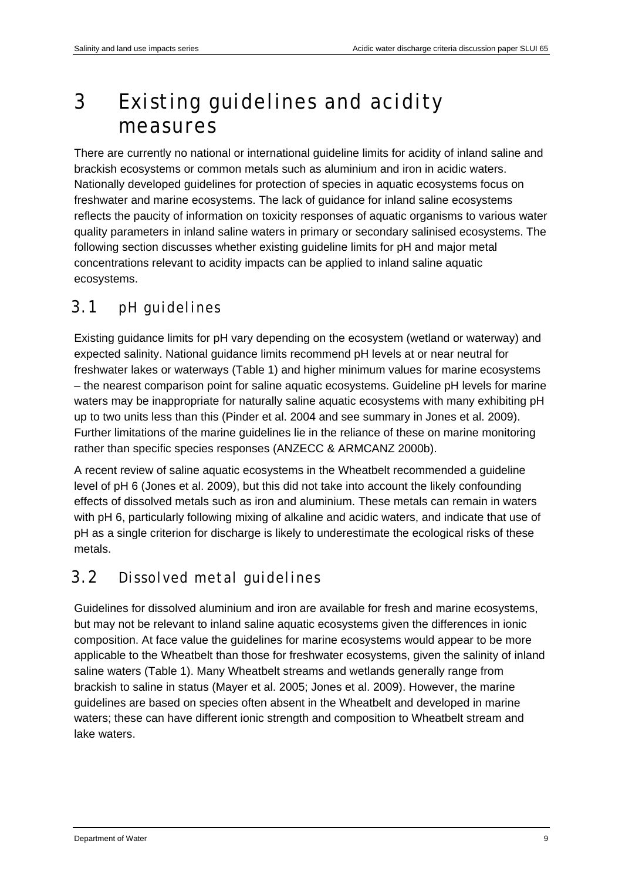# 3 Existing guidelines and acidity measures

There are currently no national or international guideline limits for acidity of inland saline and brackish ecosystems or common metals such as aluminium and iron in acidic waters. Nationally developed guidelines for protection of species in aquatic ecosystems focus on freshwater and marine ecosystems. The lack of guidance for inland saline ecosystems reflects the paucity of information on toxicity responses of aquatic organisms to various water quality parameters in inland saline waters in primary or secondary salinised ecosystems. The following section discusses whether existing guideline limits for pH and major metal concentrations relevant to acidity impacts can be applied to inland saline aquatic ecosystems.

## 3.1 pH guidelines

Existing guidance limits for pH vary depending on the ecosystem (wetland or waterway) and expected salinity. National guidance limits recommend pH levels at or near neutral for freshwater lakes or waterways (Table 1) and higher minimum values for marine ecosystems – the nearest comparison point for saline aquatic ecosystems. Guideline pH levels for marine waters may be inappropriate for naturally saline aquatic ecosystems with many exhibiting pH up to two units less than this (Pinder et al. 2004 and see summary in Jones et al. 2009). Further limitations of the marine guidelines lie in the reliance of these on marine monitoring rather than specific species responses (ANZECC & ARMCANZ 2000b).

A recent review of saline aquatic ecosystems in the Wheatbelt recommended a guideline level of pH 6 (Jones et al. 2009), but this did not take into account the likely confounding effects of dissolved metals such as iron and aluminium. These metals can remain in waters with pH 6, particularly following mixing of alkaline and acidic waters, and indicate that use of pH as a single criterion for discharge is likely to underestimate the ecological risks of these metals.

## 3.2 Dissolved metal guidelines

Guidelines for dissolved aluminium and iron are available for fresh and marine ecosystems, but may not be relevant to inland saline aquatic ecosystems given the differences in ionic composition. At face value the guidelines for marine ecosystems would appear to be more applicable to the Wheatbelt than those for freshwater ecosystems, given the salinity of inland saline waters (Table 1). Many Wheatbelt streams and wetlands generally range from brackish to saline in status (Mayer et al. 2005; Jones et al. 2009). However, the marine guidelines are based on species often absent in the Wheatbelt and developed in marine waters; these can have different ionic strength and composition to Wheatbelt stream and lake waters.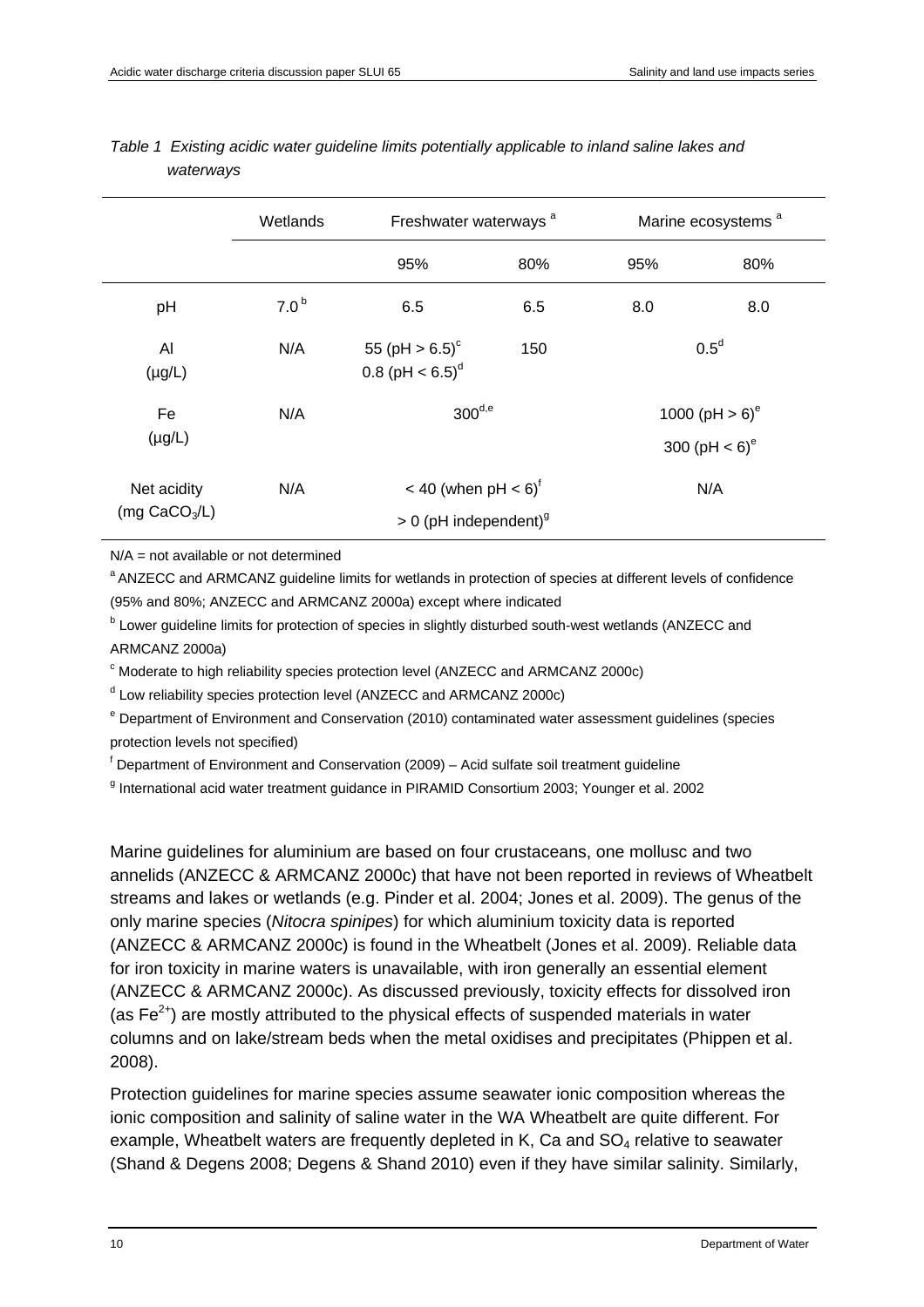*Table 1 Existing acidic water guideline limits potentially applicable to inland saline lakes and waterways*

| | Wetlands | Freshwater waterways [a] | | Marine ecosystems [a] | |
|---|---|---|---|---|---|
| | | 95% | 80% | 95% | 80% |
| pH | 7.0 [b] | 6.5 | 6.5 | 8.0 | 8.0 |
| Al (μg/L) | N/A | 55 (pH > 6.5) [c]<br>0.8 (pH < 6.5) [d] | 150 | 0.5 [d] | |
| Fe (μg/L) | N/A | 300 [d,e] | | 1000 (pH > 6) [e]<br>300 (pH < 6) [e] | |
| Net acidity (mg $CaCO_3$/L) | N/A | < 40 (when pH < 6) [f]<br>> 0 (pH independent) [g] | | N/A | |

N/A = not available or not determined

[a] ANZECC and ARMCANZ guideline limits for wetlands in protection of species at different levels of confidence (95% and 80%; ANZECC and ARMCANZ 2000a) except where indicated

[b] Lower guideline limits for protection of species in slightly disturbed south-west wetlands (ANZECC and ARMCANZ 2000a)

[c] Moderate to high reliability species protection level (ANZECC and ARMCANZ 2000c)

[d] Low reliability species protection level (ANZECC and ARMCANZ 2000c)

[e] Department of Environment and Conservation (2010) contaminated water assessment guidelines (species protection levels not specified)

[f] Department of Environment and Conservation (2009) – Acid sulfate soil treatment guideline

[g] International acid water treatment guidance in PIRAMID Consortium 2003; Younger et al. 2002

Marine guidelines for aluminium are based on four crustaceans, one mollusc and two annelids (ANZECC & ARMCANZ 2000c) that have not been reported in reviews of Wheatbelt streams and lakes or wetlands (e.g. Pinder et al. 2004; Jones et al. 2009). The genus of the only marine species (*Nitocra spinipes*) for which aluminium toxicity data is reported (ANZECC & ARMCANZ 2000c) is found in the Wheatbelt (Jones et al. 2009). Reliable data for iron toxicity in marine waters is unavailable, with iron generally an essential element (ANZECC & ARMCANZ 2000c). As discussed previously, toxicity effects for dissolved iron (as $Fe^{2+}$) are mostly attributed to the physical effects of suspended materials in water columns and on lake/stream beds when the metal oxidises and precipitates (Phippen et al. 2008).

Protection guidelines for marine species assume seawater ionic composition whereas the ionic composition and salinity of saline water in the WA Wheatbelt are quite different. For example, Wheatbelt waters are frequently depleted in K, Ca and $SO_4$ relative to seawater (Shand & Degens 2008; Degens & Shand 2010) even if they have similar salinity. Similarly,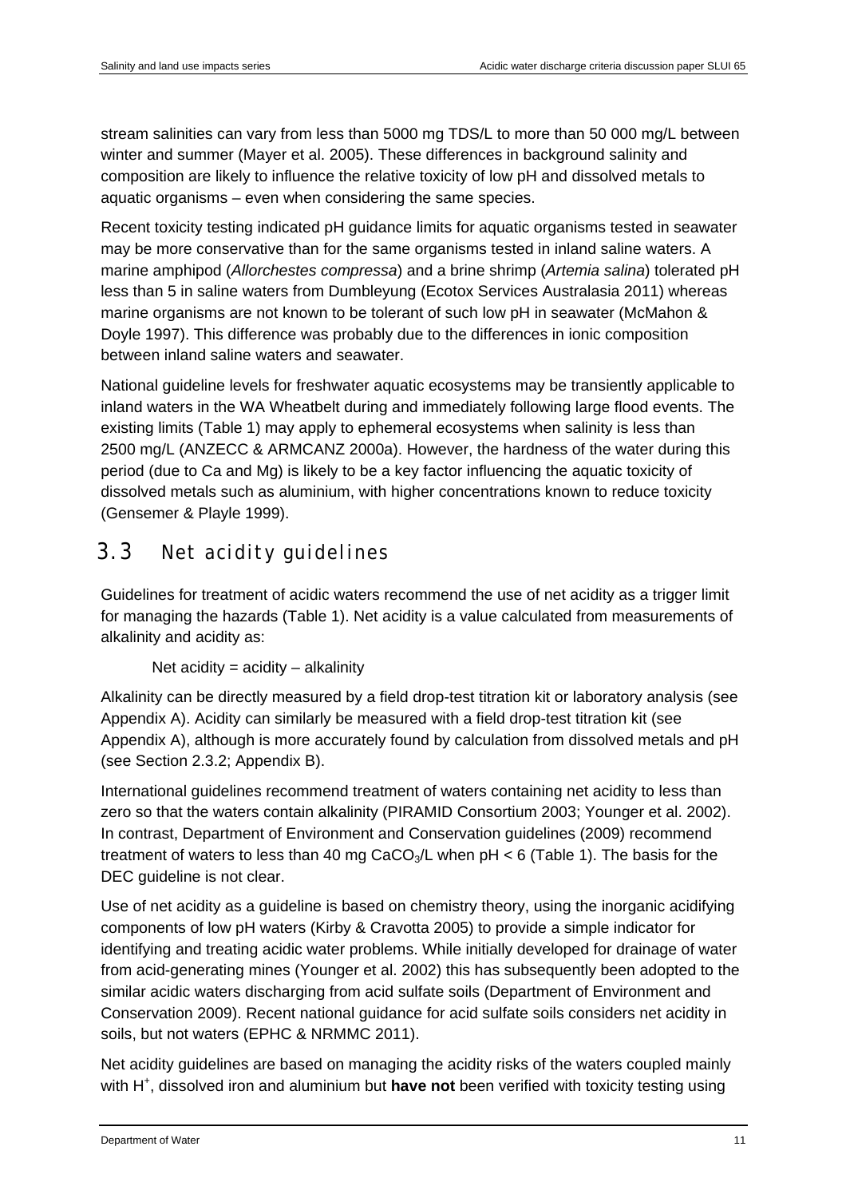stream salinities can vary from less than 5000 mg TDS/L to more than 50 000 mg/L between winter and summer (Mayer et al. 2005). These differences in background salinity and composition are likely to influence the relative toxicity of low pH and dissolved metals to aquatic organisms – even when considering the same species.

Recent toxicity testing indicated pH guidance limits for aquatic organisms tested in seawater may be more conservative than for the same organisms tested in inland saline waters. A marine amphipod (*Allorchestes compressa*) and a brine shrimp (*Artemia salina*) tolerated pH less than 5 in saline waters from Dumbleyung (Ecotox Services Australasia 2011) whereas marine organisms are not known to be tolerant of such low pH in seawater (McMahon & Doyle 1997). This difference was probably due to the differences in ionic composition between inland saline waters and seawater.

National guideline levels for freshwater aquatic ecosystems may be transiently applicable to inland waters in the WA Wheatbelt during and immediately following large flood events. The existing limits (Table 1) may apply to ephemeral ecosystems when salinity is less than 2500 mg/L (ANZECC & ARMCANZ 2000a). However, the hardness of the water during this period (due to Ca and Mg) is likely to be a key factor influencing the aquatic toxicity of dissolved metals such as aluminium, with higher concentrations known to reduce toxicity (Gensemer & Playle 1999).

## 3.3 Net acidity guidelines

Guidelines for treatment of acidic waters recommend the use of net acidity as a trigger limit for managing the hazards (Table 1). Net acidity is a value calculated from measurements of alkalinity and acidity as:

Net acidity = acidity – alkalinity

Alkalinity can be directly measured by a field drop-test titration kit or laboratory analysis (see Appendix A). Acidity can similarly be measured with a field drop-test titration kit (see Appendix A), although is more accurately found by calculation from dissolved metals and pH (see Section 2.3.2; Appendix B).

International guidelines recommend treatment of waters containing net acidity to less than zero so that the waters contain alkalinity (PIRAMID Consortium 2003; Younger et al. 2002). In contrast, Department of Environment and Conservation guidelines (2009) recommend treatment of waters to less than 40 mg $CaCO_3$/L when pH < 6 (Table 1). The basis for the DEC guideline is not clear.

Use of net acidity as a guideline is based on chemistry theory, using the inorganic acidifying components of low pH waters (Kirby & Cravotta 2005) to provide a simple indicator for identifying and treating acidic water problems. While initially developed for drainage of water from acid-generating mines (Younger et al. 2002) this has subsequently been adopted to the similar acidic waters discharging from acid sulfate soils (Department of Environment and Conservation 2009). Recent national guidance for acid sulfate soils considers net acidity in soils, but not waters (EPHC & NRMMC 2011).

Net acidity guidelines are based on managing the acidity risks of the waters coupled mainly with $H^+$, dissolved iron and aluminium but **have not** been verified with toxicity testing using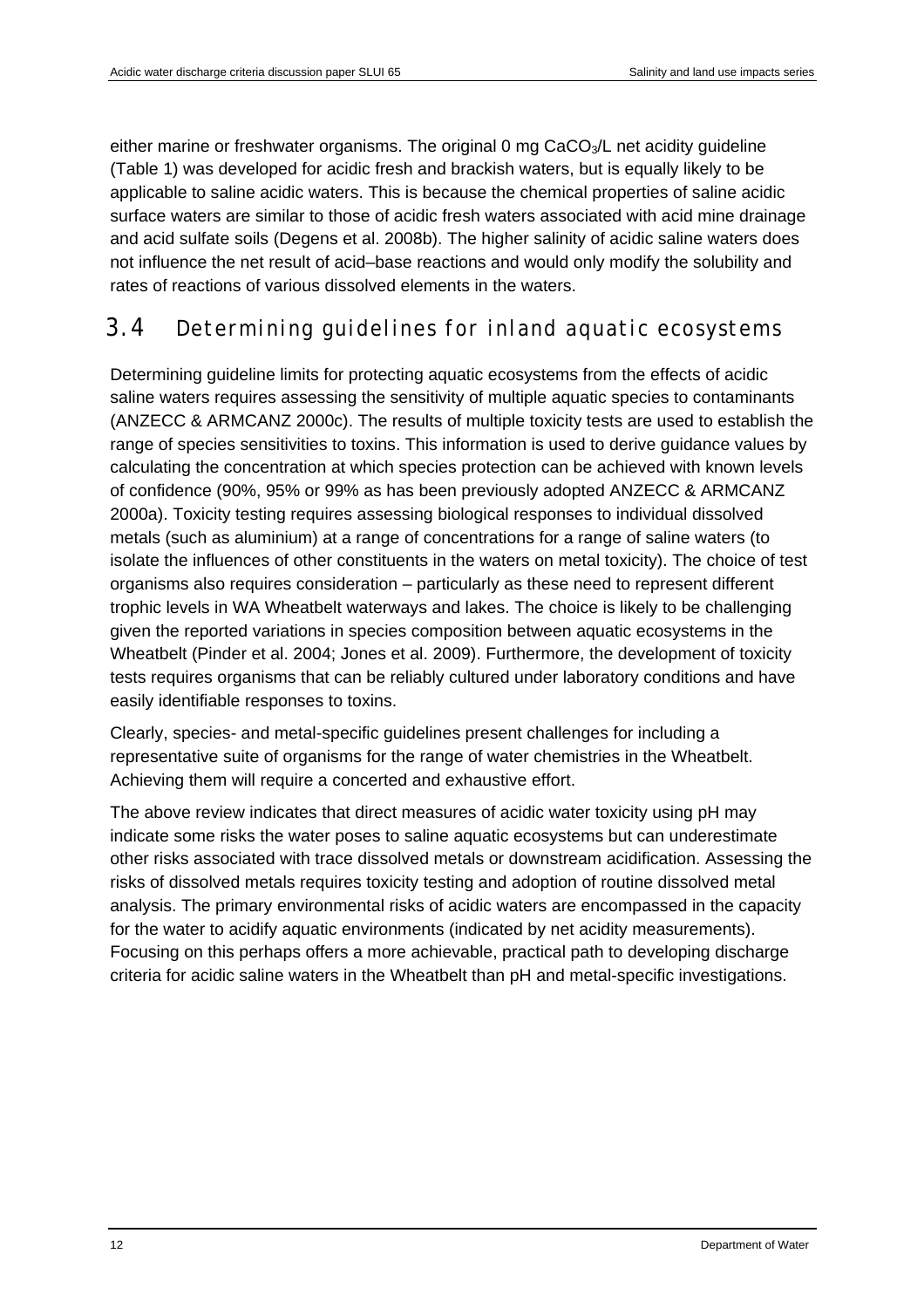either marine or freshwater organisms. The original 0 mg $CaCO_3$/L net acidity guideline (Table 1) was developed for acidic fresh and brackish waters, but is equally likely to be applicable to saline acidic waters. This is because the chemical properties of saline acidic surface waters are similar to those of acidic fresh waters associated with acid mine drainage and acid sulfate soils (Degens et al. 2008b). The higher salinity of acidic saline waters does not influence the net result of acid–base reactions and would only modify the solubility and rates of reactions of various dissolved elements in the waters.

## 3.4 Determining guidelines for inland aquatic ecosystems

Determining guideline limits for protecting aquatic ecosystems from the effects of acidic saline waters requires assessing the sensitivity of multiple aquatic species to contaminants (ANZECC & ARMCANZ 2000c). The results of multiple toxicity tests are used to establish the range of species sensitivities to toxins. This information is used to derive guidance values by calculating the concentration at which species protection can be achieved with known levels of confidence (90%, 95% or 99% as has been previously adopted ANZECC & ARMCANZ 2000a). Toxicity testing requires assessing biological responses to individual dissolved metals (such as aluminium) at a range of concentrations for a range of saline waters (to isolate the influences of other constituents in the waters on metal toxicity). The choice of test organisms also requires consideration – particularly as these need to represent different trophic levels in WA Wheatbelt waterways and lakes. The choice is likely to be challenging given the reported variations in species composition between aquatic ecosystems in the Wheatbelt (Pinder et al. 2004; Jones et al. 2009). Furthermore, the development of toxicity tests requires organisms that can be reliably cultured under laboratory conditions and have easily identifiable responses to toxins.

Clearly, species- and metal-specific guidelines present challenges for including a representative suite of organisms for the range of water chemistries in the Wheatbelt. Achieving them will require a concerted and exhaustive effort.

The above review indicates that direct measures of acidic water toxicity using pH may indicate some risks the water poses to saline aquatic ecosystems but can underestimate other risks associated with trace dissolved metals or downstream acidification. Assessing the risks of dissolved metals requires toxicity testing and adoption of routine dissolved metal analysis. The primary environmental risks of acidic waters are encompassed in the capacity for the water to acidify aquatic environments (indicated by net acidity measurements). Focusing on this perhaps offers a more achievable, practical path to developing discharge criteria for acidic saline waters in the Wheatbelt than pH and metal-specific investigations.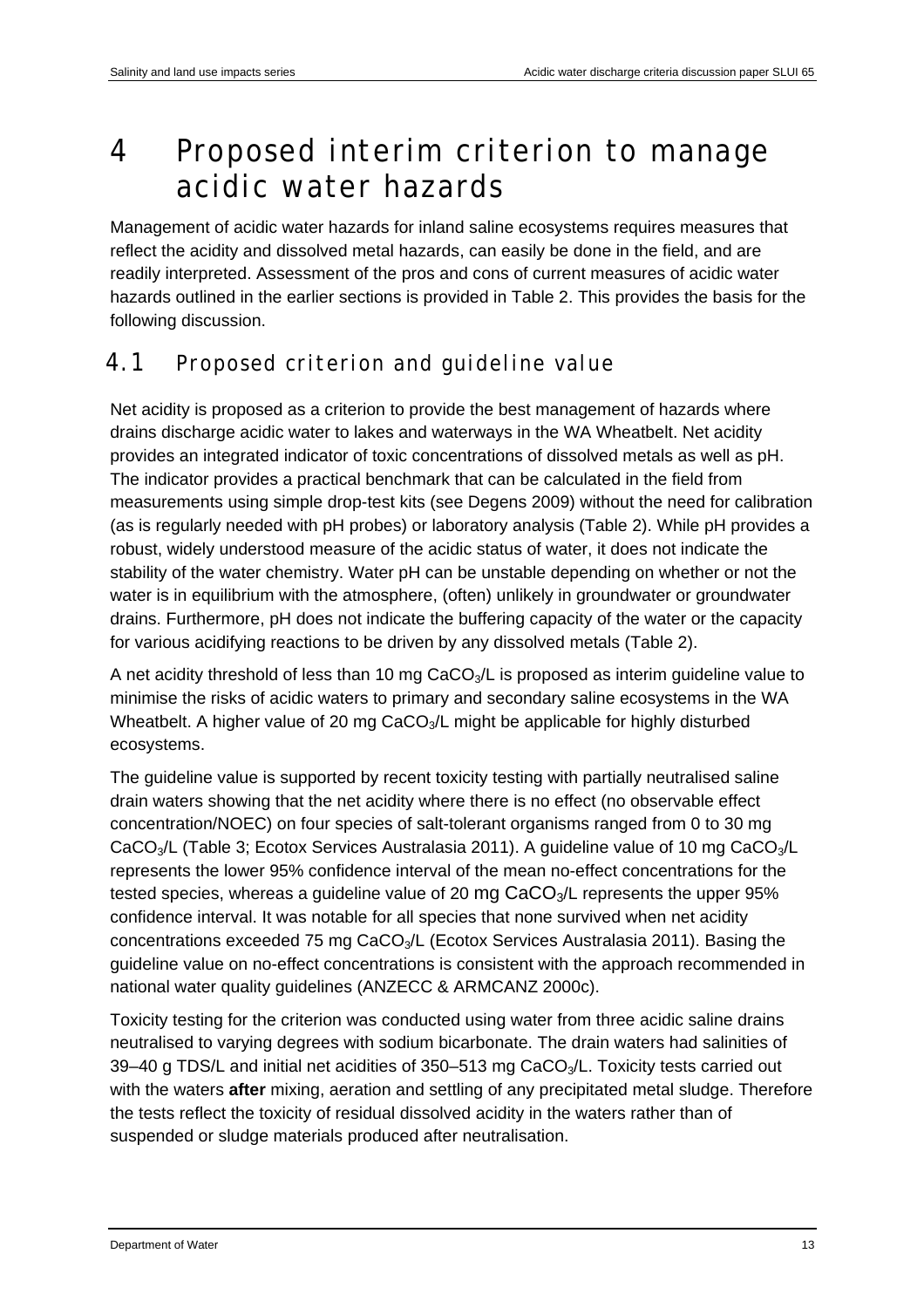# 4 Proposed interim criterion to manage acidic water hazards

Management of acidic water hazards for inland saline ecosystems requires measures that reflect the acidity and dissolved metal hazards, can easily be done in the field, and are readily interpreted. Assessment of the pros and cons of current measures of acidic water hazards outlined in the earlier sections is provided in Table 2. This provides the basis for the following discussion.

## 4.1 Proposed criterion and guideline value

Net acidity is proposed as a criterion to provide the best management of hazards where drains discharge acidic water to lakes and waterways in the WA Wheatbelt. Net acidity provides an integrated indicator of toxic concentrations of dissolved metals as well as pH. The indicator provides a practical benchmark that can be calculated in the field from measurements using simple drop-test kits (see Degens 2009) without the need for calibration (as is regularly needed with pH probes) or laboratory analysis (Table 2). While pH provides a robust, widely understood measure of the acidic status of water, it does not indicate the stability of the water chemistry. Water pH can be unstable depending on whether or not the water is in equilibrium with the atmosphere, (often) unlikely in groundwater or groundwater drains. Furthermore, pH does not indicate the buffering capacity of the water or the capacity for various acidifying reactions to be driven by any dissolved metals (Table 2).

A net acidity threshold of less than 10 mg $CaCO_3$/L is proposed as interim guideline value to minimise the risks of acidic waters to primary and secondary saline ecosystems in the WA Wheatbelt. A higher value of 20 mg $CaCO_3$/L might be applicable for highly disturbed ecosystems.

The guideline value is supported by recent toxicity testing with partially neutralised saline drain waters showing that the net acidity where there is no effect (no observable effect concentration/NOEC) on four species of salt-tolerant organisms ranged from 0 to 30 mg $CaCO_3$/L (Table 3; Ecotox Services Australasia 2011). A guideline value of 10 mg $CaCO_3$/L represents the lower 95% confidence interval of the mean no-effect concentrations for the tested species, whereas a guideline value of 20 mg $CaCO_3$/L represents the upper 95% confidence interval. It was notable for all species that none survived when net acidity concentrations exceeded 75 mg $CaCO_3$/L (Ecotox Services Australasia 2011). Basing the guideline value on no-effect concentrations is consistent with the approach recommended in national water quality guidelines (ANZECC & ARMCANZ 2000c).

Toxicity testing for the criterion was conducted using water from three acidic saline drains neutralised to varying degrees with sodium bicarbonate. The drain waters had salinities of 39–40 g TDS/L and initial net acidities of 350–513 mg $CaCO_3$/L. Toxicity tests carried out with the waters **after** mixing, aeration and settling of any precipitated metal sludge. Therefore the tests reflect the toxicity of residual dissolved acidity in the waters rather than of suspended or sludge materials produced after neutralisation.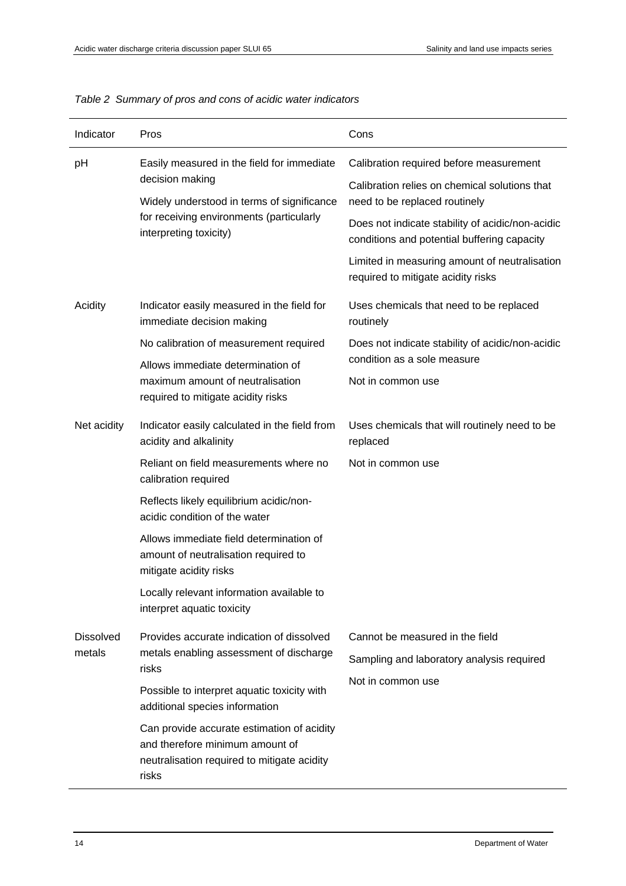*Table 2 Summary of pros and cons of acidic water indicators*

| Indicator | Pros | Cons |
|---|---|---|
| pH | Easily measured in the field for immediate decision making<br>Widely understood in terms of significance for receiving environments (particularly interpreting toxicity) | Calibration required before measurement<br>Calibration relies on chemical solutions that need to be replaced routinely<br>Does not indicate stability of acidic/non-acidic conditions and potential buffering capacity<br>Limited in measuring amount of neutralisation required to mitigate acidity risks |
| Acidity | Indicator easily measured in the field for immediate decision making<br>No calibration of measurement required<br>Allows immediate determination of maximum amount of neutralisation required to mitigate acidity risks | Uses chemicals that need to be replaced routinely<br>Does not indicate stability of acidic/non-acidic condition as a sole measure<br>Not in common use |
| Net acidity | Indicator easily calculated in the field from acidity and alkalinity<br>Reliant on field measurements where no calibration required<br>Reflects likely equilibrium acidic/non-acidic condition of the water<br>Allows immediate field determination of amount of neutralisation required to mitigate acidity risks<br>Locally relevant information available to interpret aquatic toxicity | Uses chemicals that will routinely need to be replaced<br>Not in common use |
| Dissolved metals | Provides accurate indication of dissolved metals enabling assessment of discharge risks<br>Possible to interpret aquatic toxicity with additional species information<br>Can provide accurate estimation of acidity and therefore minimum amount of neutralisation required to mitigate acidity risks | Cannot be measured in the field<br>Sampling and laboratory analysis required<br>Not in common use |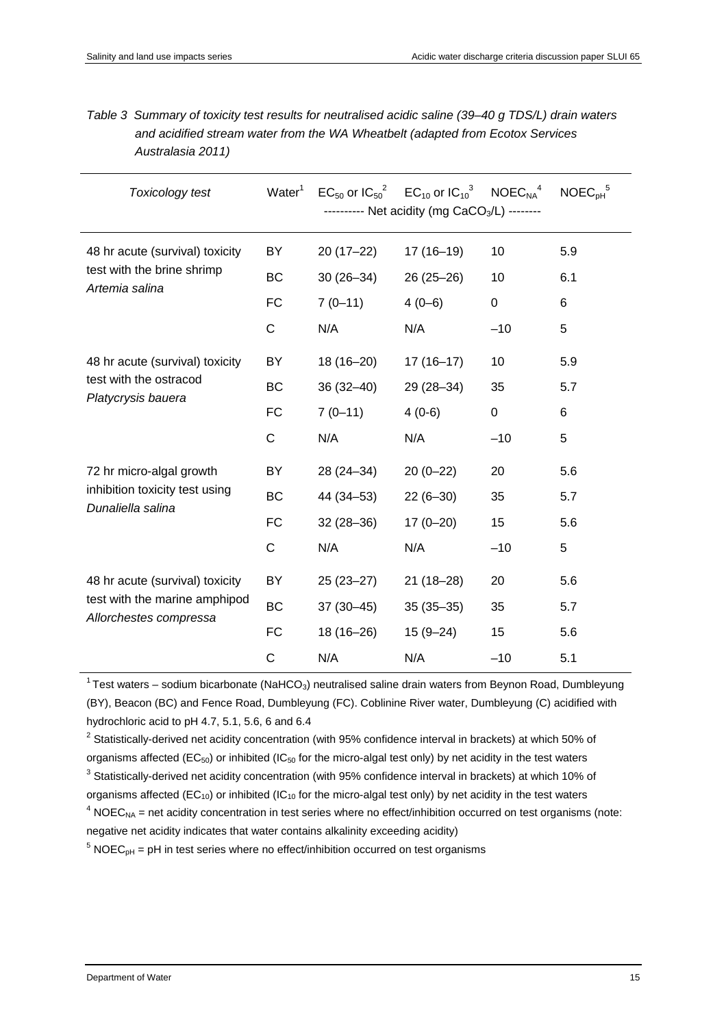*Table 3 Summary of toxicity test results for neutralised acidic saline (39–40 g TDS/L) drain waters and acidified stream water from the WA Wheatbelt (adapted from Ecotox Services Australasia 2011)*

| *Toxicology test* | Water[1] | $EC_{50}$ or $IC_{50}$[2] | $EC_{10}$ or $IC_{10}$[3] | $NOEC_{NA}$[4] | $NOEC_{pH}$[5] |
|---|---|---|---|---|---|
| | | ---------- Net acidity (mg $CaCO_3$/L) -------- | | | |
| 48 hr acute (survival) toxicity test with the brine shrimp *Artemia salina* | BY | 20 (17–22) | 17 (16–19) | 10 | 5.9 |
| | BC | 30 (26–34) | 26 (25–26) | 10 | 6.1 |
| | FC | 7 (0–11) | 4 (0–6) | 0 | 6 |
| | C | N/A | N/A | −10 | 5 |
| 48 hr acute (survival) toxicity test with the ostracod *Platycrysis bauera* | BY | 18 (16–20) | 17 (16–17) | 10 | 5.9 |
| | BC | 36 (32–40) | 29 (28–34) | 35 | 5.7 |
| | FC | 7 (0–11) | 4 (0-6) | 0 | 6 |
| | C | N/A | N/A | −10 | 5 |
| 72 hr micro-algal growth inhibition toxicity test using *Dunaliella salina* | BY | 28 (24–34) | 20 (0–22) | 20 | 5.6 |
| | BC | 44 (34–53) | 22 (6–30) | 35 | 5.7 |
| | FC | 32 (28–36) | 17 (0–20) | 15 | 5.6 |
| | C | N/A | N/A | −10 | 5 |
| 48 hr acute (survival) toxicity test with the marine amphipod *Allorchestes compressa* | BY | 25 (23–27) | 21 (18–28) | 20 | 5.6 |
| | BC | 37 (30–45) | 35 (35–35) | 35 | 5.7 |
| | FC | 18 (16–26) | 15 (9–24) | 15 | 5.6 |
| | C | N/A | N/A | −10 | 5.1 |

[1] Test waters – sodium bicarbonate ($NaHCO_3$) neutralised saline drain waters from Beynon Road, Dumbleyung (BY), Beacon (BC) and Fence Road, Dumbleyung (FC). Coblinine River water, Dumbleyung (C) acidified with hydrochloric acid to pH 4.7, 5.1, 5.6, 6 and 6.4

[2] Statistically-derived net acidity concentration (with 95% confidence interval in brackets) at which 50% of organisms affected ($EC_{50}$) or inhibited ($IC_{50}$ for the micro-algal test only) by net acidity in the test waters

[3] Statistically-derived net acidity concentration (with 95% confidence interval in brackets) at which 10% of organisms affected ($EC_{10}$) or inhibited ($IC_{10}$ for the micro-algal test only) by net acidity in the test waters

[4] $NOEC_{NA}$ = net acidity concentration in test series where no effect/inhibition occurred on test organisms (note: negative net acidity indicates that water contains alkalinity exceeding acidity)

[5] $NOEC_{pH}$ = pH in test series where no effect/inhibition occurred on test organisms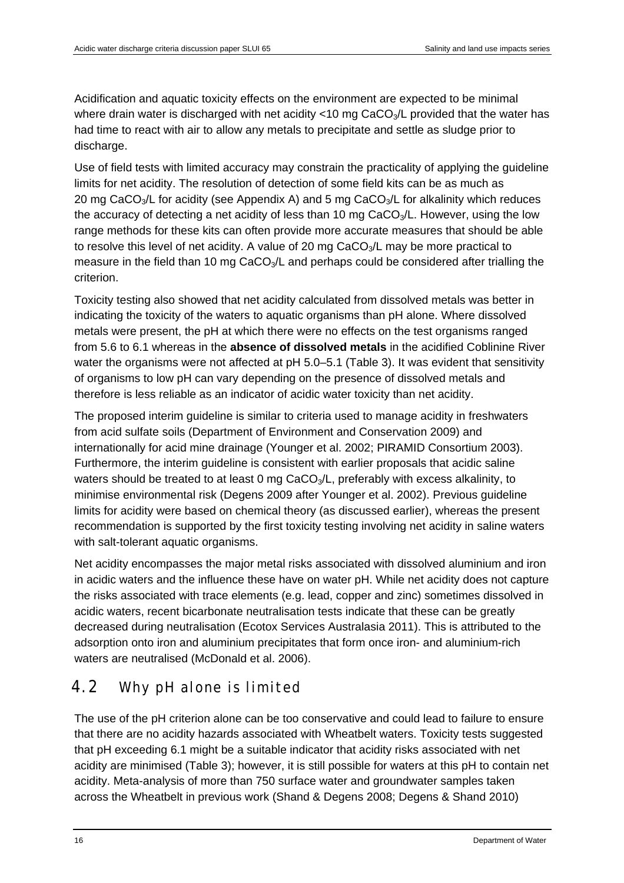Acidification and aquatic toxicity effects on the environment are expected to be minimal where drain water is discharged with net acidity <10 mg $CaCO_3$/L provided that the water has had time to react with air to allow any metals to precipitate and settle as sludge prior to discharge.

Use of field tests with limited accuracy may constrain the practicality of applying the guideline limits for net acidity. The resolution of detection of some field kits can be as much as 20 mg $CaCO_3$/L for acidity (see Appendix A) and 5 mg $CaCO_3$/L for alkalinity which reduces the accuracy of detecting a net acidity of less than 10 mg $CaCO_3$/L. However, using the low range methods for these kits can often provide more accurate measures that should be able to resolve this level of net acidity. A value of 20 mg $CaCO_3$/L may be more practical to measure in the field than 10 mg $CaCO_3$/L and perhaps could be considered after trialling the criterion.

Toxicity testing also showed that net acidity calculated from dissolved metals was better in indicating the toxicity of the waters to aquatic organisms than pH alone. Where dissolved metals were present, the pH at which there were no effects on the test organisms ranged from 5.6 to 6.1 whereas in the **absence of dissolved metals** in the acidified Coblinine River water the organisms were not affected at pH 5.0–5.1 (Table 3). It was evident that sensitivity of organisms to low pH can vary depending on the presence of dissolved metals and therefore is less reliable as an indicator of acidic water toxicity than net acidity.

The proposed interim guideline is similar to criteria used to manage acidity in freshwaters from acid sulfate soils (Department of Environment and Conservation 2009) and internationally for acid mine drainage (Younger et al. 2002; PIRAMID Consortium 2003). Furthermore, the interim guideline is consistent with earlier proposals that acidic saline waters should be treated to at least 0 mg $CaCO_3$/L, preferably with excess alkalinity, to minimise environmental risk (Degens 2009 after Younger et al. 2002). Previous guideline limits for acidity were based on chemical theory (as discussed earlier), whereas the present recommendation is supported by the first toxicity testing involving net acidity in saline waters with salt-tolerant aquatic organisms.

Net acidity encompasses the major metal risks associated with dissolved aluminium and iron in acidic waters and the influence these have on water pH. While net acidity does not capture the risks associated with trace elements (e.g. lead, copper and zinc) sometimes dissolved in acidic waters, recent bicarbonate neutralisation tests indicate that these can be greatly decreased during neutralisation (Ecotox Services Australasia 2011). This is attributed to the adsorption onto iron and aluminium precipitates that form once iron- and aluminium-rich waters are neutralised (McDonald et al. 2006).

## 4.2 Why pH alone is limited

The use of the pH criterion alone can be too conservative and could lead to failure to ensure that there are no acidity hazards associated with Wheatbelt waters. Toxicity tests suggested that pH exceeding 6.1 might be a suitable indicator that acidity risks associated with net acidity are minimised (Table 3); however, it is still possible for waters at this pH to contain net acidity. Meta-analysis of more than 750 surface water and groundwater samples taken across the Wheatbelt in previous work (Shand & Degens 2008; Degens & Shand 2010)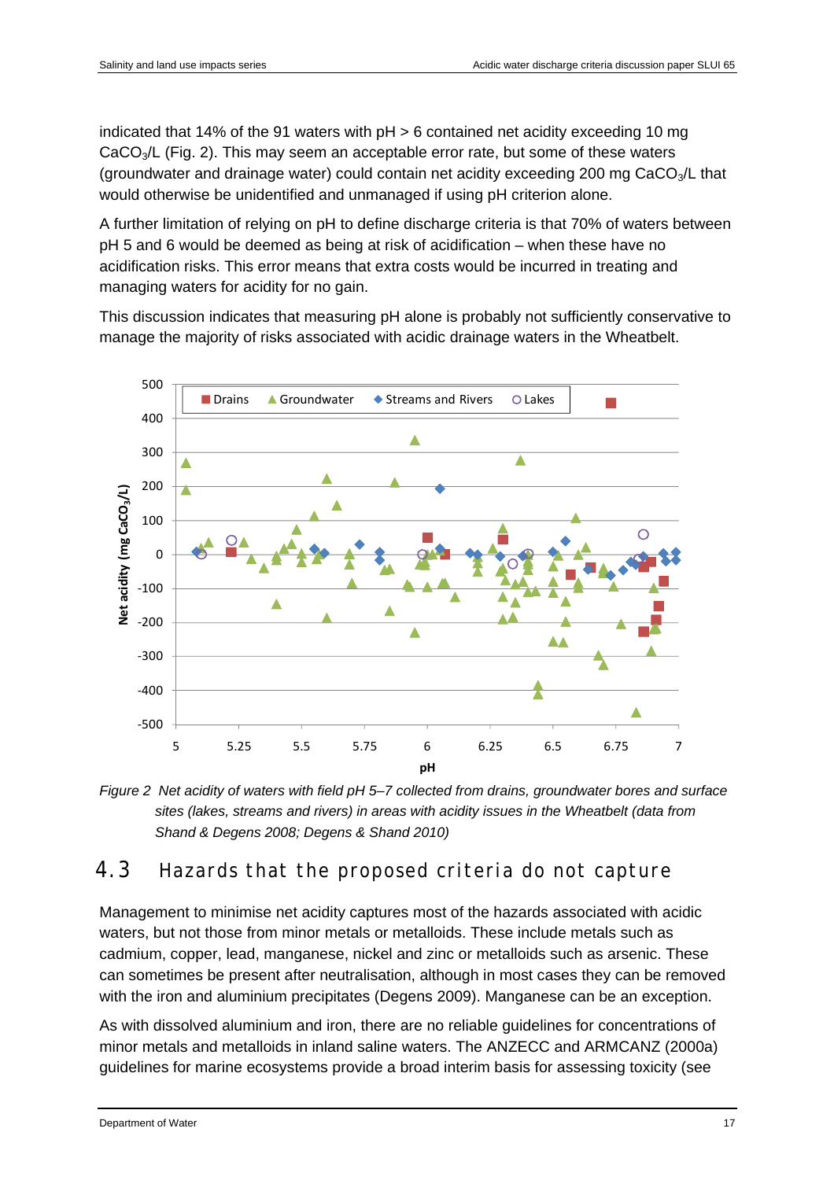indicated that 14% of the 91 waters with pH > 6 contained net acidity exceeding 10 mg $CaCO_3$/L (Fig. 2). This may seem an acceptable error rate, but some of these waters (groundwater and drainage water) could contain net acidity exceeding 200 mg $CaCO_3$/L that would otherwise be unidentified and unmanaged if using pH criterion alone.

A further limitation of relying on pH to define discharge criteria is that 70% of waters between pH 5 and 6 would be deemed as being at risk of acidification – when these have no acidification risks. This error means that extra costs would be incurred in treating and managing waters for acidity for no gain.

This discussion indicates that measuring pH alone is probably not sufficiently conservative to manage the majority of risks associated with acidic drainage waters in the Wheatbelt.

*Figure 2 Net acidity of waters with field pH 5–7 collected from drains, groundwater bores and surface sites (lakes, streams and rivers) in areas with acidity issues in the Wheatbelt (data from Shand & Degens 2008; Degens & Shand 2010)*

## 4.3 Hazards that the proposed criteria do not capture

Management to minimise net acidity captures most of the hazards associated with acidic waters, but not those from minor metals or metalloids. These include metals such as cadmium, copper, lead, manganese, nickel and zinc or metalloids such as arsenic. These can sometimes be present after neutralisation, although in most cases they can be removed with the iron and aluminium precipitates (Degens 2009). Manganese can be an exception.

As with dissolved aluminium and iron, there are no reliable guidelines for concentrations of minor metals and metalloids in inland saline waters. The ANZECC and ARMCANZ (2000a) guidelines for marine ecosystems provide a broad interim basis for assessing toxicity (see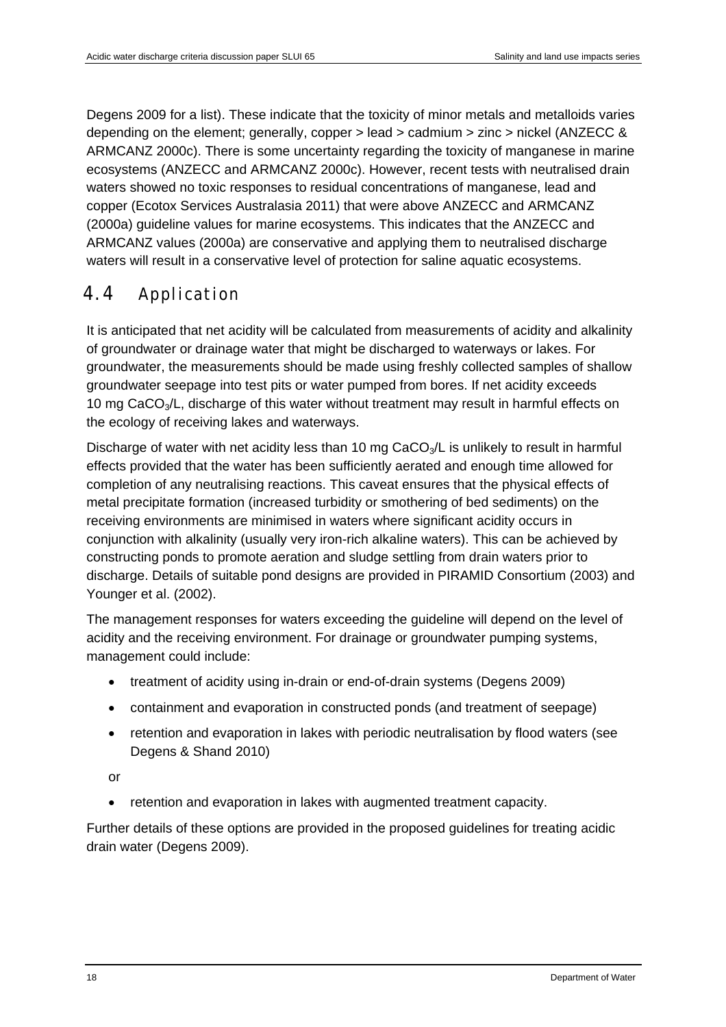Degens 2009 for a list). These indicate that the toxicity of minor metals and metalloids varies depending on the element; generally, copper > lead > cadmium > zinc > nickel (ANZECC & ARMCANZ 2000c). There is some uncertainty regarding the toxicity of manganese in marine ecosystems (ANZECC and ARMCANZ 2000c). However, recent tests with neutralised drain waters showed no toxic responses to residual concentrations of manganese, lead and copper (Ecotox Services Australasia 2011) that were above ANZECC and ARMCANZ (2000a) guideline values for marine ecosystems. This indicates that the ANZECC and ARMCANZ values (2000a) are conservative and applying them to neutralised discharge waters will result in a conservative level of protection for saline aquatic ecosystems.

## 4.4 Application

It is anticipated that net acidity will be calculated from measurements of acidity and alkalinity of groundwater or drainage water that might be discharged to waterways or lakes. For groundwater, the measurements should be made using freshly collected samples of shallow groundwater seepage into test pits or water pumped from bores. If net acidity exceeds 10 mg $CaCO_3$/L, discharge of this water without treatment may result in harmful effects on the ecology of receiving lakes and waterways.

Discharge of water with net acidity less than 10 mg $CaCO_3$/L is unlikely to result in harmful effects provided that the water has been sufficiently aerated and enough time allowed for completion of any neutralising reactions. This caveat ensures that the physical effects of metal precipitate formation (increased turbidity or smothering of bed sediments) on the receiving environments are minimised in waters where significant acidity occurs in conjunction with alkalinity (usually very iron-rich alkaline waters). This can be achieved by constructing ponds to promote aeration and sludge settling from drain waters prior to discharge. Details of suitable pond designs are provided in PIRAMID Consortium (2003) and Younger et al. (2002).

The management responses for waters exceeding the guideline will depend on the level of acidity and the receiving environment. For drainage or groundwater pumping systems, management could include:

- treatment of acidity using in-drain or end-of-drain systems (Degens 2009)
- containment and evaporation in constructed ponds (and treatment of seepage)
- retention and evaporation in lakes with periodic neutralisation by flood waters (see Degens & Shand 2010)

or

- retention and evaporation in lakes with augmented treatment capacity.

Further details of these options are provided in the proposed guidelines for treating acidic drain water (Degens 2009).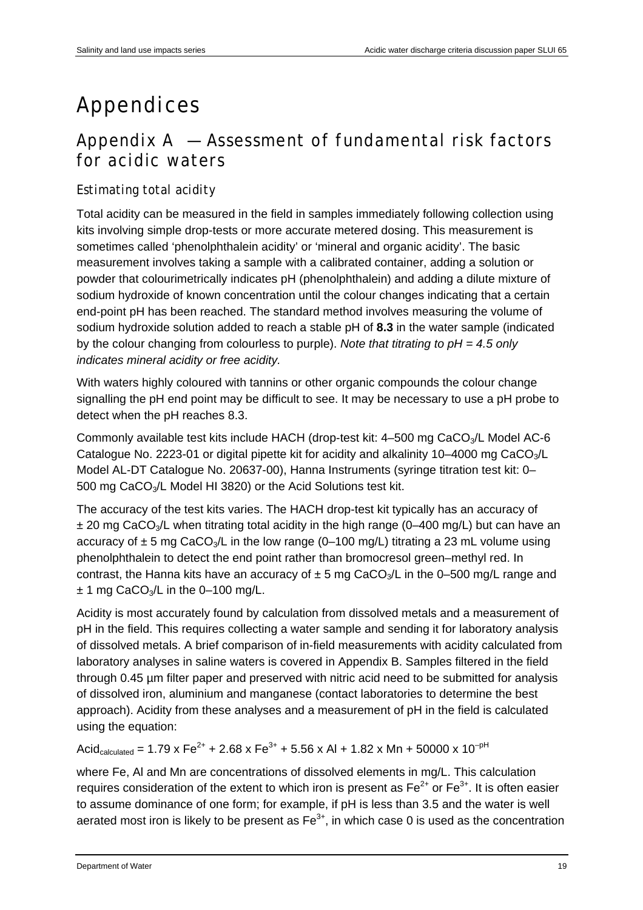# Appendices

## Appendix A — Assessment of fundamental risk factors for acidic waters

### Estimating total acidity

Total acidity can be measured in the field in samples immediately following collection using kits involving simple drop-tests or more accurate metered dosing. This measurement is sometimes called 'phenolphthalein acidity' or 'mineral and organic acidity'. The basic measurement involves taking a sample with a calibrated container, adding a solution or powder that colourimetrically indicates pH (phenolphthalein) and adding a dilute mixture of sodium hydroxide of known concentration until the colour changes indicating that a certain end-point pH has been reached. The standard method involves measuring the volume of sodium hydroxide solution added to reach a stable pH of **8.3** in the water sample (indicated by the colour changing from colourless to purple). *Note that titrating to pH = 4.5 only indicates mineral acidity or free acidity.*

With waters highly coloured with tannins or other organic compounds the colour change signalling the pH end point may be difficult to see. It may be necessary to use a pH probe to detect when the pH reaches 8.3.

Commonly available test kits include HACH (drop-test kit: 4–500 mg $CaCO_3$/L Model AC-6 Catalogue No. 2223-01 or digital pipette kit for acidity and alkalinity 10–4000 mg $CaCO_3$/L Model AL-DT Catalogue No. 20637-00), Hanna Instruments (syringe titration test kit: 0–500 mg $CaCO_3$/L Model HI 3820) or the Acid Solutions test kit.

The accuracy of the test kits varies. The HACH drop-test kit typically has an accuracy of ± 20 mg $CaCO_3$/L when titrating total acidity in the high range (0–400 mg/L) but can have an accuracy of ± 5 mg $CaCO_3$/L in the low range (0–100 mg/L) titrating a 23 mL volume using phenolphthalein to detect the end point rather than bromocresol green–methyl red. In contrast, the Hanna kits have an accuracy of ± 5 mg $CaCO_3$/L in the 0–500 mg/L range and ± 1 mg $CaCO_3$/L in the 0–100 mg/L.

Acidity is most accurately found by calculation from dissolved metals and a measurement of pH in the field. This requires collecting a water sample and sending it for laboratory analysis of dissolved metals. A brief comparison of in-field measurements with acidity calculated from laboratory analyses in saline waters is covered in Appendix B. Samples filtered in the field through 0.45 µm filter paper and preserved with nitric acid need to be submitted for analysis of dissolved iron, aluminium and manganese (contact laboratories to determine the best approach). Acidity from these analyses and a measurement of pH in the field is calculated using the equation:

$$Acid_{calculated} = 1.79 \times Fe^{2+} + 2.68 \times Fe^{3+} + 5.56 \times Al + 1.82 \times Mn + 50000 \times 10^{-pH}$$

where Fe, Al and Mn are concentrations of dissolved elements in mg/L. This calculation requires consideration of the extent to which iron is present as $Fe^{2+}$ or $Fe^{3+}$. It is often easier to assume dominance of one form; for example, if pH is less than 3.5 and the water is well aerated most iron is likely to be present as $Fe^{3+}$, in which case 0 is used as the concentration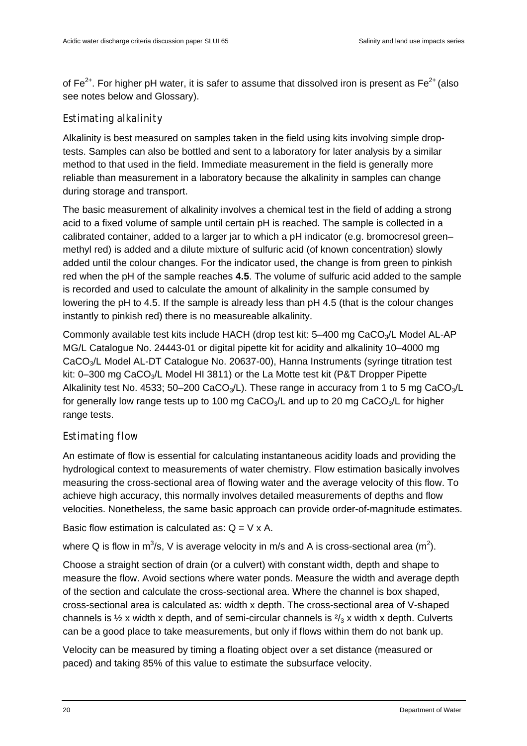of $Fe^{2+}$. For higher pH water, it is safer to assume that dissolved iron is present as $Fe^{2+}$ (also see notes below and Glossary).

### *Estimating alkalinity*

Alkalinity is best measured on samples taken in the field using kits involving simple drop-tests. Samples can also be bottled and sent to a laboratory for later analysis by a similar method to that used in the field. Immediate measurement in the field is generally more reliable than measurement in a laboratory because the alkalinity in samples can change during storage and transport.

The basic measurement of alkalinity involves a chemical test in the field of adding a strong acid to a fixed volume of sample until certain pH is reached. The sample is collected in a calibrated container, added to a larger jar to which a pH indicator (e.g. bromocresol green–methyl red) is added and a dilute mixture of sulfuric acid (of known concentration) slowly added until the colour changes. For the indicator used, the change is from green to pinkish red when the pH of the sample reaches **4.5**. The volume of sulfuric acid added to the sample is recorded and used to calculate the amount of alkalinity in the sample consumed by lowering the pH to 4.5. If the sample is already less than pH 4.5 (that is the colour changes instantly to pinkish red) there is no measureable alkalinity.

Commonly available test kits include HACH (drop test kit: 5–400 mg $CaCO_3$/L Model AL-AP MG/L Catalogue No. 24443-01 or digital pipette kit for acidity and alkalinity 10–4000 mg $CaCO_3$/L Model AL-DT Catalogue No. 20637-00), Hanna Instruments (syringe titration test kit: 0–300 mg $CaCO_3$/L Model HI 3811) or the La Motte test kit (P&T Dropper Pipette Alkalinity test No. 4533; 50–200 $CaCO_3$/L). These range in accuracy from 1 to 5 mg $CaCO_3$/L for generally low range tests up to 100 mg $CaCO_3$/L and up to 20 mg $CaCO_3$/L for higher range tests.

### *Estimating flow*

An estimate of flow is essential for calculating instantaneous acidity loads and providing the hydrological context to measurements of water chemistry. Flow estimation basically involves measuring the cross-sectional area of flowing water and the average velocity of this flow. To achieve high accuracy, this normally involves detailed measurements of depths and flow velocities. Nonetheless, the same basic approach can provide order-of-magnitude estimates.

Basic flow estimation is calculated as: $Q = V \times A$.

where Q is flow in $m^3$/s, V is average velocity in m/s and A is cross-sectional area ($m^2$).

Choose a straight section of drain (or a culvert) with constant width, depth and shape to measure the flow. Avoid sections where water ponds. Measure the width and average depth of the section and calculate the cross-sectional area. Where the channel is box shaped, cross-sectional area is calculated as: width x depth. The cross-sectional area of V-shaped channels is ½ x width x depth, and of semi-circular channels is $^2/_3$ x width x depth. Culverts can be a good place to take measurements, but only if flows within them do not bank up.

Velocity can be measured by timing a floating object over a set distance (measured or paced) and taking 85% of this value to estimate the subsurface velocity.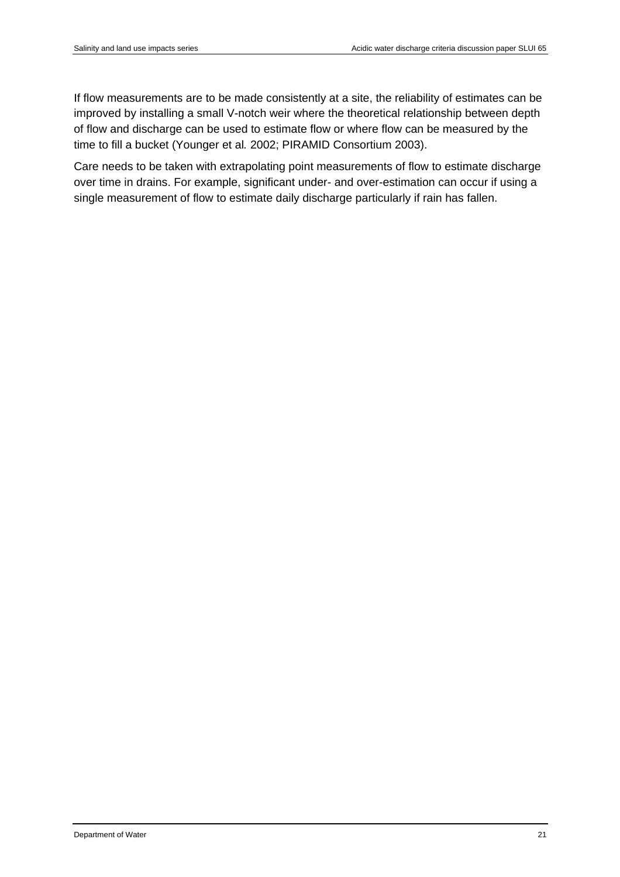If flow measurements are to be made consistently at a site, the reliability of estimates can be improved by installing a small V-notch weir where the theoretical relationship between depth of flow and discharge can be used to estimate flow or where flow can be measured by the time to fill a bucket (Younger et al*.* 2002; PIRAMID Consortium 2003).

Care needs to be taken with extrapolating point measurements of flow to estimate discharge over time in drains. For example, significant under- and over-estimation can occur if using a single measurement of flow to estimate daily discharge particularly if rain has fallen.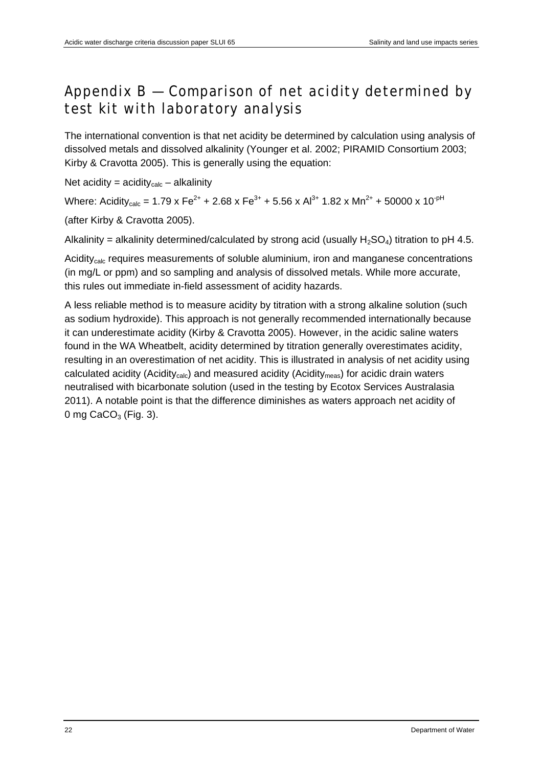# Appendix B — Comparison of net acidity determined by test kit with laboratory analysis

The international convention is that net acidity be determined by calculation using analysis of dissolved metals and dissolved alkalinity (Younger et al. 2002; PIRAMID Consortium 2003; Kirby & Cravotta 2005). This is generally using the equation:

Net acidity = $acidity_{calc}$ – alkalinity

Where: $Acidity_{calc} = 1.79 \times Fe^{2+} + 2.68 \times Fe^{3+} + 5.56 \times Al^{3+}\ 1.82 \times Mn^{2+} + 50000 \times 10^{-pH}$

(after Kirby & Cravotta 2005).

Alkalinity = alkalinity determined/calculated by strong acid (usually $H_2SO_4$) titration to pH 4.5.

$Acidity_{calc}$ requires measurements of soluble aluminium, iron and manganese concentrations (in mg/L or ppm) and so sampling and analysis of dissolved metals. While more accurate, this rules out immediate in-field assessment of acidity hazards.

A less reliable method is to measure acidity by titration with a strong alkaline solution (such as sodium hydroxide). This approach is not generally recommended internationally because it can underestimate acidity (Kirby & Cravotta 2005). However, in the acidic saline waters found in the WA Wheatbelt, acidity determined by titration generally overestimates acidity, resulting in an overestimation of net acidity. This is illustrated in analysis of net acidity using calculated acidity ($Acidity_{calc}$) and measured acidity ($Acidity_{meas}$) for acidic drain waters neutralised with bicarbonate solution (used in the testing by Ecotox Services Australasia 2011). A notable point is that the difference diminishes as waters approach net acidity of 0 mg $CaCO_3$ (Fig. 3).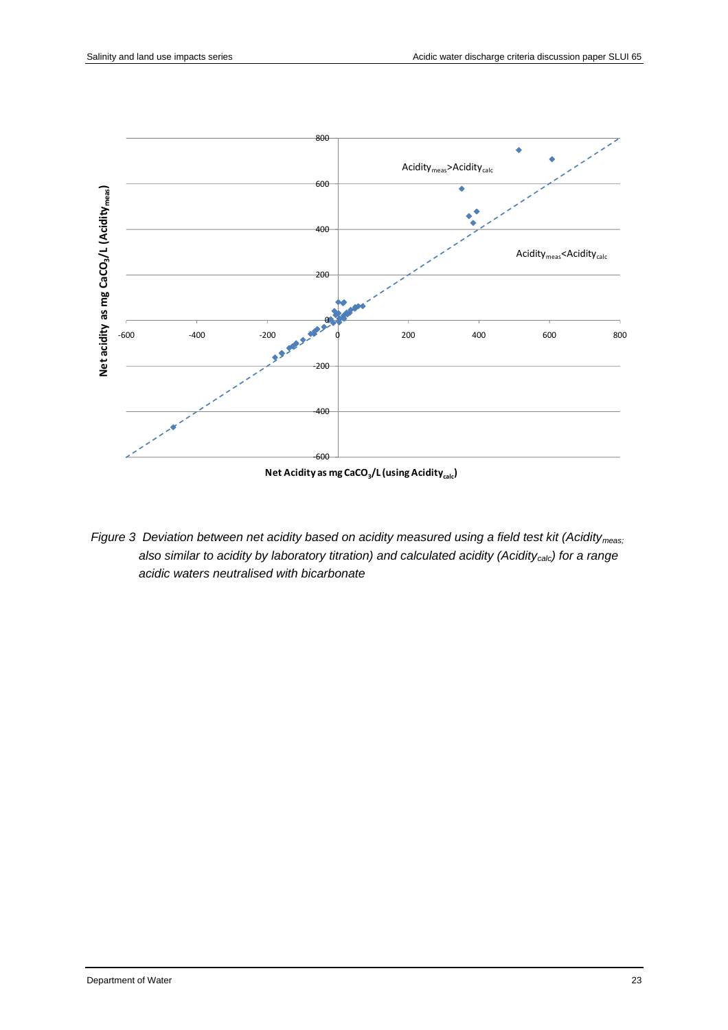*Figure 3 Deviation between net acidity based on acidity measured using a field test kit ($Acidity_{meas}$; also similar to acidity by laboratory titration) and calculated acidity ($Acidity_{calc}$) for a range acidic waters neutralised with bicarbonate*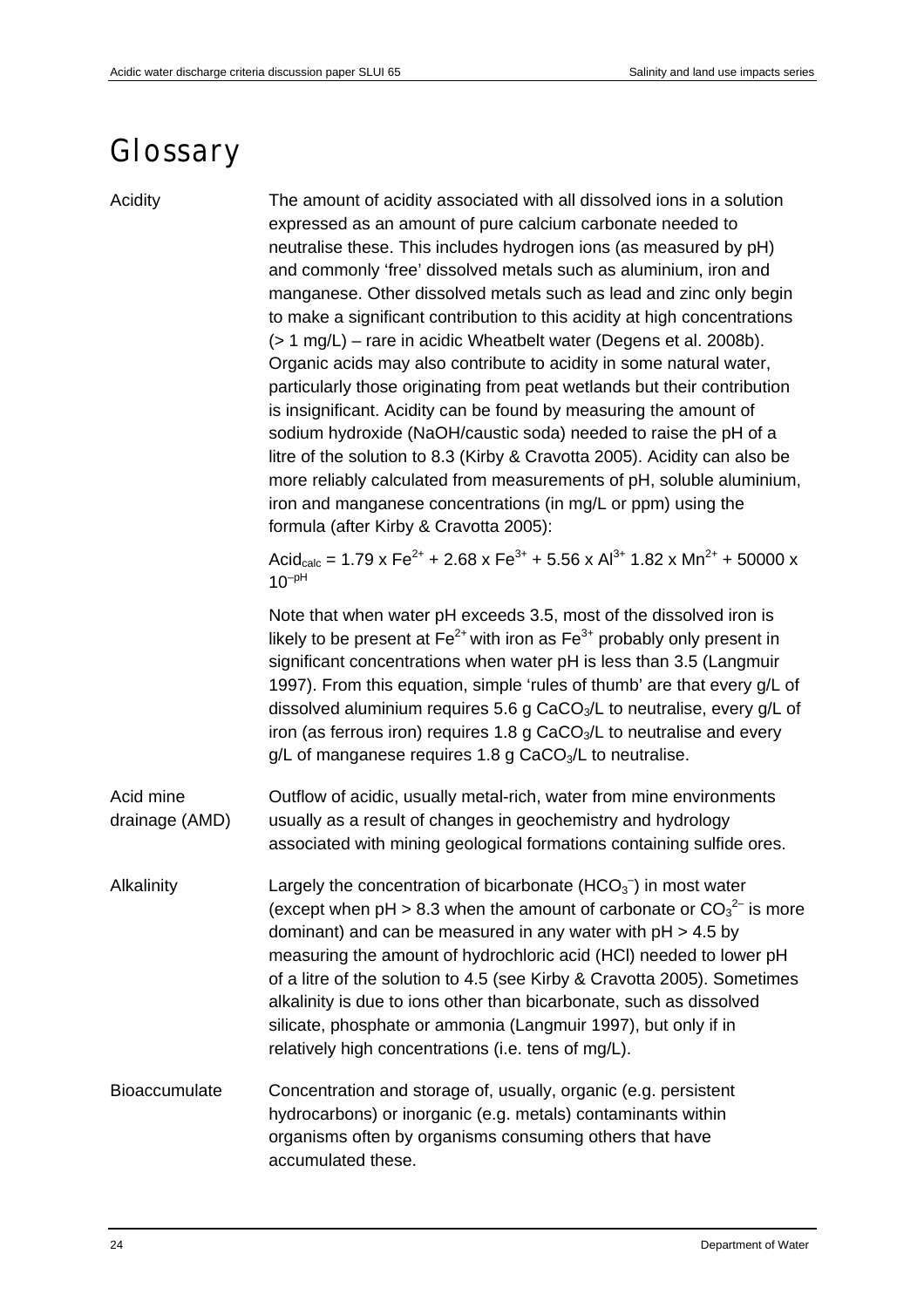# Glossary

**Acidity**

The amount of acidity associated with all dissolved ions in a solution expressed as an amount of pure calcium carbonate needed to neutralise these. This includes hydrogen ions (as measured by pH) and commonly 'free' dissolved metals such as aluminium, iron and manganese. Other dissolved metals such as lead and zinc only begin to make a significant contribution to this acidity at high concentrations (> 1 mg/L) – rare in acidic Wheatbelt water (Degens et al. 2008b). Organic acids may also contribute to acidity in some natural water, particularly those originating from peat wetlands but their contribution is insignificant. Acidity can be found by measuring the amount of sodium hydroxide (NaOH/caustic soda) needed to raise the pH of a litre of the solution to 8.3 (Kirby & Cravotta 2005). Acidity can also be more reliably calculated from measurements of pH, soluble aluminium, iron and manganese concentrations (in mg/L or ppm) using the formula (after Kirby & Cravotta 2005):

$$Acid_{calc} = 1.79 \times Fe^{2+} + 2.68 \times Fe^{3+} + 5.56 \times Al^{3+}\ 1.82 \times Mn^{2+} + 50000 \times 10^{-pH}$$

Note that when water pH exceeds 3.5, most of the dissolved iron is likely to be present at $Fe^{2+}$ with iron as $Fe^{3+}$ probably only present in significant concentrations when water pH is less than 3.5 (Langmuir 1997). From this equation, simple 'rules of thumb' are that every g/L of dissolved aluminium requires 5.6 g $CaCO_3$/L to neutralise, every g/L of iron (as ferrous iron) requires 1.8 g $CaCO_3$/L to neutralise and every g/L of manganese requires 1.8 g $CaCO_3$/L to neutralise.

**Acid mine drainage (AMD)**

Outflow of acidic, usually metal-rich, water from mine environments usually as a result of changes in geochemistry and hydrology associated with mining geological formations containing sulfide ores.

**Alkalinity**

Largely the concentration of bicarbonate ($HCO_3^-$) in most water (except when pH > 8.3 when the amount of carbonate or $CO_3^{2-}$ is more dominant) and can be measured in any water with pH > 4.5 by measuring the amount of hydrochloric acid (HCl) needed to lower pH of a litre of the solution to 4.5 (see Kirby & Cravotta 2005). Sometimes alkalinity is due to ions other than bicarbonate, such as dissolved silicate, phosphate or ammonia (Langmuir 1997), but only if in relatively high concentrations (i.e. tens of mg/L).

**Bioaccumulate**

Concentration and storage of, usually, organic (e.g. persistent hydrocarbons) or inorganic (e.g. metals) contaminants within organisms often by organisms consuming others that have accumulated these.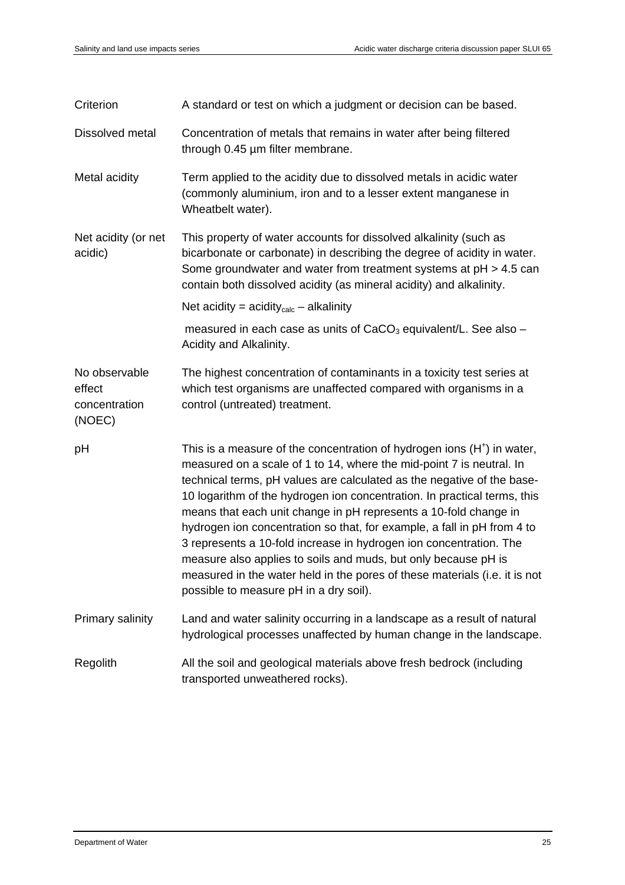| | |
|---|---|
| Criterion | A standard or test on which a judgment or decision can be based. |
| Dissolved metal | Concentration of metals that remains in water after being filtered through 0.45 µm filter membrane. |
| Metal acidity | Term applied to the acidity due to dissolved metals in acidic water (commonly aluminium, iron and to a lesser extent manganese in Wheatbelt water). |
| Net acidity (or net acidic) | This property of water accounts for dissolved alkalinity (such as bicarbonate or carbonate) in describing the degree of acidity in water. Some groundwater and water from treatment systems at pH > 4.5 can contain both dissolved acidity (as mineral acidity) and alkalinity. <br><br> Net acidity = $acidity_{calc}$ – alkalinity <br><br> measured in each case as units of $CaCO_3$ equivalent/L. See also – Acidity and Alkalinity. |
| No observable effect concentration (NOEC) | The highest concentration of contaminants in a toxicity test series at which test organisms are unaffected compared with organisms in a control (untreated) treatment. |
| pH | This is a measure of the concentration of hydrogen ions ($H^+$) in water, measured on a scale of 1 to 14, where the mid-point 7 is neutral. In technical terms, pH values are calculated as the negative of the base-10 logarithm of the hydrogen ion concentration. In practical terms, this means that each unit change in pH represents a 10-fold change in hydrogen ion concentration so that, for example, a fall in pH from 4 to 3 represents a 10-fold increase in hydrogen ion concentration. The measure also applies to soils and muds, but only because pH is measured in the water held in the pores of these materials (i.e. it is not possible to measure pH in a dry soil). |
| Primary salinity | Land and water salinity occurring in a landscape as a result of natural hydrological processes unaffected by human change in the landscape. |
| Regolith | All the soil and geological materials above fresh bedrock (including transported unweathered rocks). |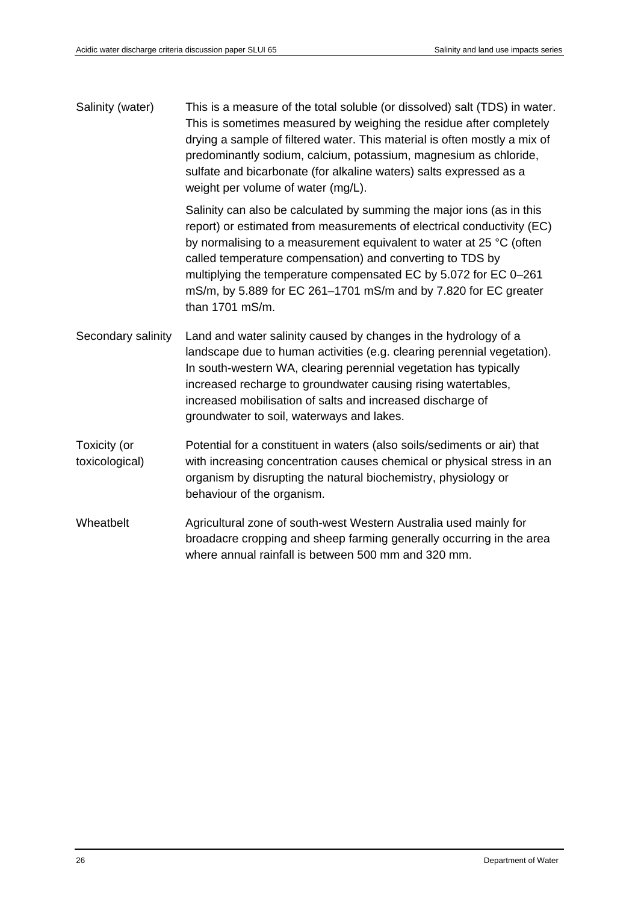| | |
|---|---|
| Salinity (water) | This is a measure of the total soluble (or dissolved) salt (TDS) in water. This is sometimes measured by weighing the residue after completely drying a sample of filtered water. This material is often mostly a mix of predominantly sodium, calcium, potassium, magnesium as chloride, sulfate and bicarbonate (for alkaline waters) salts expressed as a weight per volume of water (mg/L).<br><br>Salinity can also be calculated by summing the major ions (as in this report) or estimated from measurements of electrical conductivity (EC) by normalising to a measurement equivalent to water at 25 °C (often called temperature compensation) and converting to TDS by multiplying the temperature compensated EC by 5.072 for EC 0–261 mS/m, by 5.889 for EC 261–1701 mS/m and by 7.820 for EC greater than 1701 mS/m. |
| Secondary salinity | Land and water salinity caused by changes in the hydrology of a landscape due to human activities (e.g. clearing perennial vegetation). In south-western WA, clearing perennial vegetation has typically increased recharge to groundwater causing rising watertables, increased mobilisation of salts and increased discharge of groundwater to soil, waterways and lakes. |
| Toxicity (or toxicological) | Potential for a constituent in waters (also soils/sediments or air) that with increasing concentration causes chemical or physical stress in an organism by disrupting the natural biochemistry, physiology or behaviour of the organism. |
| Wheatbelt | Agricultural zone of south-west Western Australia used mainly for broadacre cropping and sheep farming generally occurring in the area where annual rainfall is between 500 mm and 320 mm. |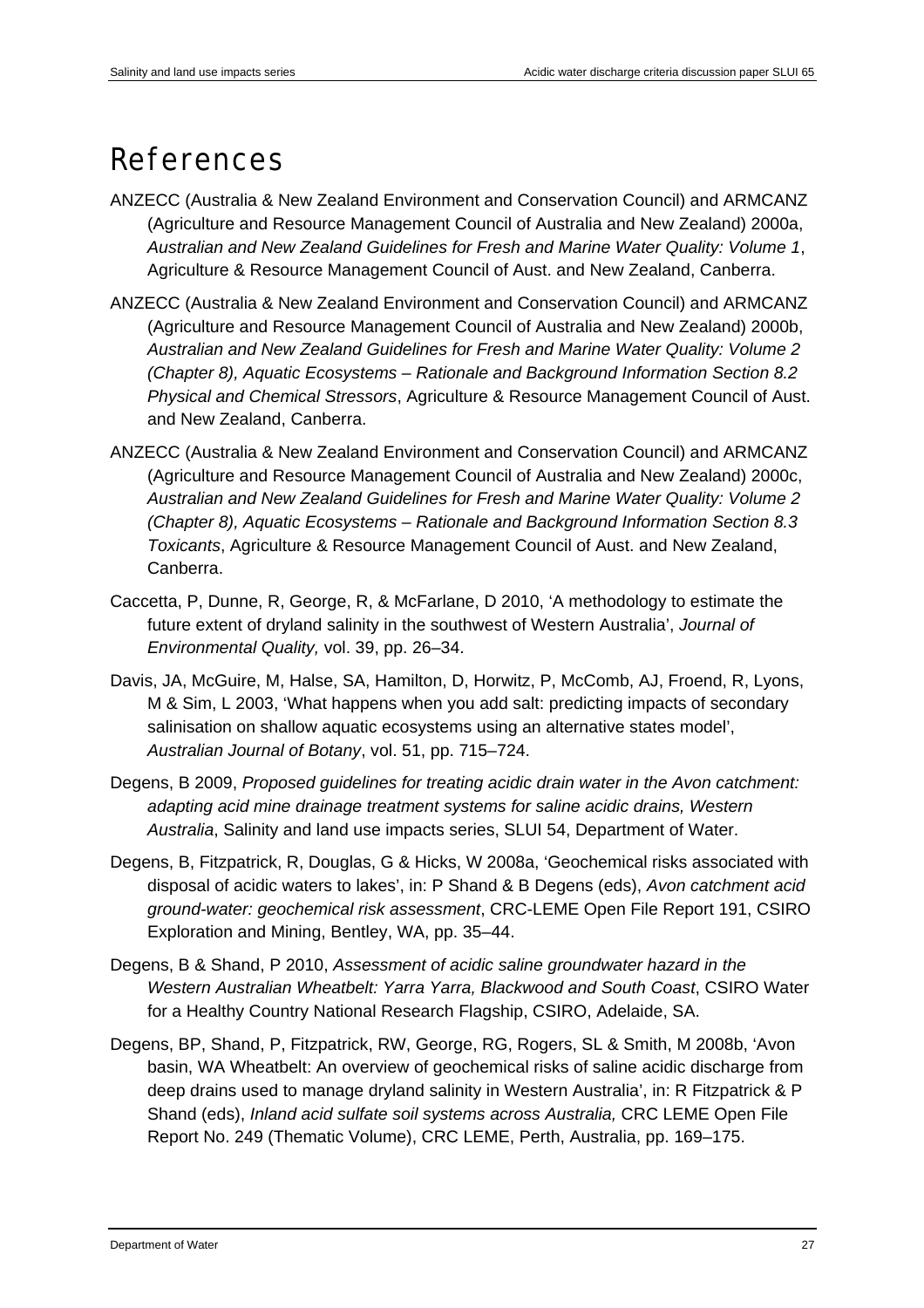# References

ANZECC (Australia & New Zealand Environment and Conservation Council) and ARMCANZ (Agriculture and Resource Management Council of Australia and New Zealand) 2000a, *Australian and New Zealand Guidelines for Fresh and Marine Water Quality: Volume 1*, Agriculture & Resource Management Council of Aust. and New Zealand, Canberra.

ANZECC (Australia & New Zealand Environment and Conservation Council) and ARMCANZ (Agriculture and Resource Management Council of Australia and New Zealand) 2000b, *Australian and New Zealand Guidelines for Fresh and Marine Water Quality: Volume 2 (Chapter 8), Aquatic Ecosystems – Rationale and Background Information Section 8.2 Physical and Chemical Stressors*, Agriculture & Resource Management Council of Aust. and New Zealand, Canberra.

ANZECC (Australia & New Zealand Environment and Conservation Council) and ARMCANZ (Agriculture and Resource Management Council of Australia and New Zealand) 2000c, *Australian and New Zealand Guidelines for Fresh and Marine Water Quality: Volume 2 (Chapter 8), Aquatic Ecosystems – Rationale and Background Information Section 8.3 Toxicants*, Agriculture & Resource Management Council of Aust. and New Zealand, Canberra.

Caccetta, P, Dunne, R, George, R, & McFarlane, D 2010, 'A methodology to estimate the future extent of dryland salinity in the southwest of Western Australia', *Journal of Environmental Quality,* vol. 39, pp. 26–34.

Davis, JA, McGuire, M, Halse, SA, Hamilton, D, Horwitz, P, McComb, AJ, Froend, R, Lyons, M & Sim, L 2003, 'What happens when you add salt: predicting impacts of secondary salinisation on shallow aquatic ecosystems using an alternative states model', *Australian Journal of Botany*, vol. 51, pp. 715–724.

Degens, B 2009, *Proposed guidelines for treating acidic drain water in the Avon catchment: adapting acid mine drainage treatment systems for saline acidic drains, Western Australia*, Salinity and land use impacts series, SLUI 54, Department of Water.

Degens, B, Fitzpatrick, R, Douglas, G & Hicks, W 2008a, 'Geochemical risks associated with disposal of acidic waters to lakes', in: P Shand & B Degens (eds), *Avon catchment acid ground-water: geochemical risk assessment*, CRC-LEME Open File Report 191, CSIRO Exploration and Mining, Bentley, WA, pp. 35–44.

Degens, B & Shand, P 2010, *Assessment of acidic saline groundwater hazard in the Western Australian Wheatbelt: Yarra Yarra, Blackwood and South Coast*, CSIRO Water for a Healthy Country National Research Flagship, CSIRO, Adelaide, SA.

Degens, BP, Shand, P, Fitzpatrick, RW, George, RG, Rogers, SL & Smith, M 2008b, 'Avon basin, WA Wheatbelt: An overview of geochemical risks of saline acidic discharge from deep drains used to manage dryland salinity in Western Australia', in: R Fitzpatrick & P Shand (eds), *Inland acid sulfate soil systems across Australia,* CRC LEME Open File Report No. 249 (Thematic Volume), CRC LEME, Perth, Australia, pp. 169–175.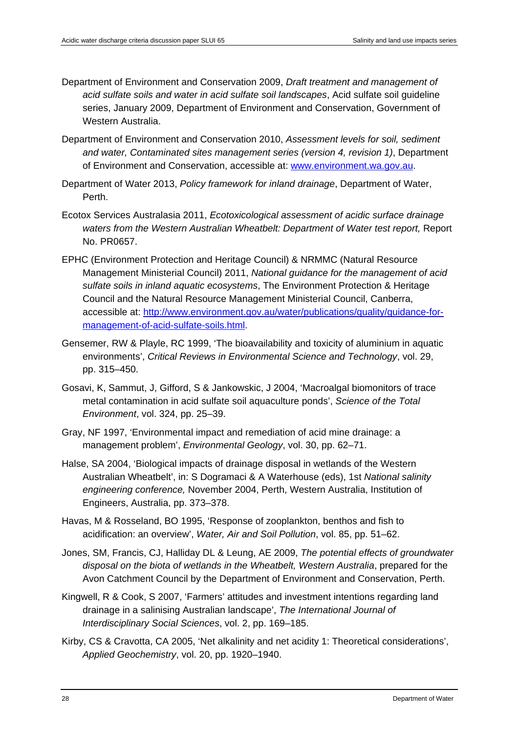Department of Environment and Conservation 2009, *Draft treatment and management of acid sulfate soils and water in acid sulfate soil landscapes*, Acid sulfate soil guideline series, January 2009, Department of Environment and Conservation, Government of Western Australia.

Department of Environment and Conservation 2010, *Assessment levels for soil, sediment and water, Contaminated sites management series (version 4, revision 1)*, Department of Environment and Conservation, accessible at: www.environment.wa.gov.au.

Department of Water 2013, *Policy framework for inland drainage*, Department of Water, Perth.

Ecotox Services Australasia 2011, *Ecotoxicological assessment of acidic surface drainage waters from the Western Australian Wheatbelt: Department of Water test report,* Report No. PR0657.

EPHC (Environment Protection and Heritage Council) & NRMMC (Natural Resource Management Ministerial Council) 2011, *National guidance for the management of acid sulfate soils in inland aquatic ecosystems*, The Environment Protection & Heritage Council and the Natural Resource Management Ministerial Council, Canberra, accessible at: http://www.environment.gov.au/water/publications/quality/guidance-for-management-of-acid-sulfate-soils.html.

Gensemer, RW & Playle, RC 1999, 'The bioavailability and toxicity of aluminium in aquatic environments', *Critical Reviews in Environmental Science and Technology*, vol. 29, pp. 315–450.

Gosavi, K, Sammut, J, Gifford, S & Jankowskic, J 2004, 'Macroalgal biomonitors of trace metal contamination in acid sulfate soil aquaculture ponds', *Science of the Total Environment*, vol. 324, pp. 25–39.

Gray, NF 1997, 'Environmental impact and remediation of acid mine drainage: a management problem', *Environmental Geology*, vol. 30, pp. 62–71.

Halse, SA 2004, 'Biological impacts of drainage disposal in wetlands of the Western Australian Wheatbelt', in: S Dogramaci & A Waterhouse (eds), 1st *National salinity engineering conference,* November 2004, Perth, Western Australia, Institution of Engineers, Australia, pp. 373–378.

Havas, M & Rosseland, BO 1995, 'Response of zooplankton, benthos and fish to acidification: an overview', *Water, Air and Soil Pollution*, vol. 85, pp. 51–62.

Jones, SM, Francis, CJ, Halliday DL & Leung, AE 2009, *The potential effects of groundwater disposal on the biota of wetlands in the Wheatbelt, Western Australia*, prepared for the Avon Catchment Council by the Department of Environment and Conservation, Perth.

Kingwell, R & Cook, S 2007, 'Farmers' attitudes and investment intentions regarding land drainage in a salinising Australian landscape', *The International Journal of Interdisciplinary Social Sciences*, vol. 2, pp. 169–185.

Kirby, CS & Cravotta, CA 2005, 'Net alkalinity and net acidity 1: Theoretical considerations', *Applied Geochemistry*, vol. 20, pp. 1920–1940.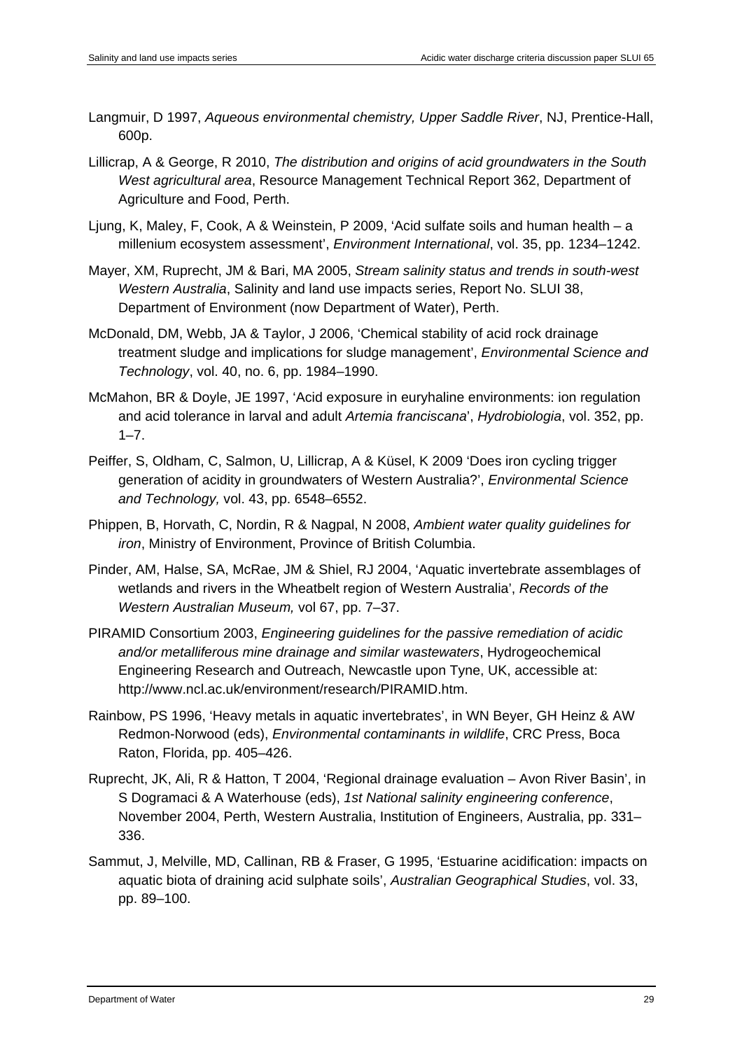Langmuir, D 1997, *Aqueous environmental chemistry, Upper Saddle River*, NJ, Prentice-Hall, 600p.

Lillicrap, A & George, R 2010, *The distribution and origins of acid groundwaters in the South West agricultural area*, Resource Management Technical Report 362, Department of Agriculture and Food, Perth.

Ljung, K, Maley, F, Cook, A & Weinstein, P 2009, 'Acid sulfate soils and human health – a millenium ecosystem assessment', *Environment International*, vol. 35, pp. 1234–1242.

Mayer, XM, Ruprecht, JM & Bari, MA 2005, *Stream salinity status and trends in south-west Western Australia*, Salinity and land use impacts series, Report No. SLUI 38, Department of Environment (now Department of Water), Perth.

McDonald, DM, Webb, JA & Taylor, J 2006, 'Chemical stability of acid rock drainage treatment sludge and implications for sludge management', *Environmental Science and Technology*, vol. 40, no. 6, pp. 1984–1990.

McMahon, BR & Doyle, JE 1997, 'Acid exposure in euryhaline environments: ion regulation and acid tolerance in larval and adult *Artemia franciscana*', *Hydrobiologia*, vol. 352, pp. 1–7.

Peiffer, S, Oldham, C, Salmon, U, Lillicrap, A & Küsel, K 2009 'Does iron cycling trigger generation of acidity in groundwaters of Western Australia?', *Environmental Science and Technology,* vol. 43, pp. 6548–6552.

Phippen, B, Horvath, C, Nordin, R & Nagpal, N 2008, *Ambient water quality guidelines for iron*, Ministry of Environment, Province of British Columbia.

Pinder, AM, Halse, SA, McRae, JM & Shiel, RJ 2004, 'Aquatic invertebrate assemblages of wetlands and rivers in the Wheatbelt region of Western Australia', *Records of the Western Australian Museum,* vol 67, pp. 7–37.

PIRAMID Consortium 2003, *Engineering guidelines for the passive remediation of acidic and/or metalliferous mine drainage and similar wastewaters*, Hydrogeochemical Engineering Research and Outreach, Newcastle upon Tyne, UK, accessible at: http://www.ncl.ac.uk/environment/research/PIRAMID.htm.

Rainbow, PS 1996, 'Heavy metals in aquatic invertebrates', in WN Beyer, GH Heinz & AW Redmon-Norwood (eds), *Environmental contaminants in wildlife*, CRC Press, Boca Raton, Florida, pp. 405–426.

Ruprecht, JK, Ali, R & Hatton, T 2004, 'Regional drainage evaluation – Avon River Basin', in S Dogramaci & A Waterhouse (eds), *1st National salinity engineering conference*, November 2004, Perth, Western Australia, Institution of Engineers, Australia, pp. 331–336.

Sammut, J, Melville, MD, Callinan, RB & Fraser, G 1995, 'Estuarine acidification: impacts on aquatic biota of draining acid sulphate soils', *Australian Geographical Studies*, vol. 33, pp. 89–100.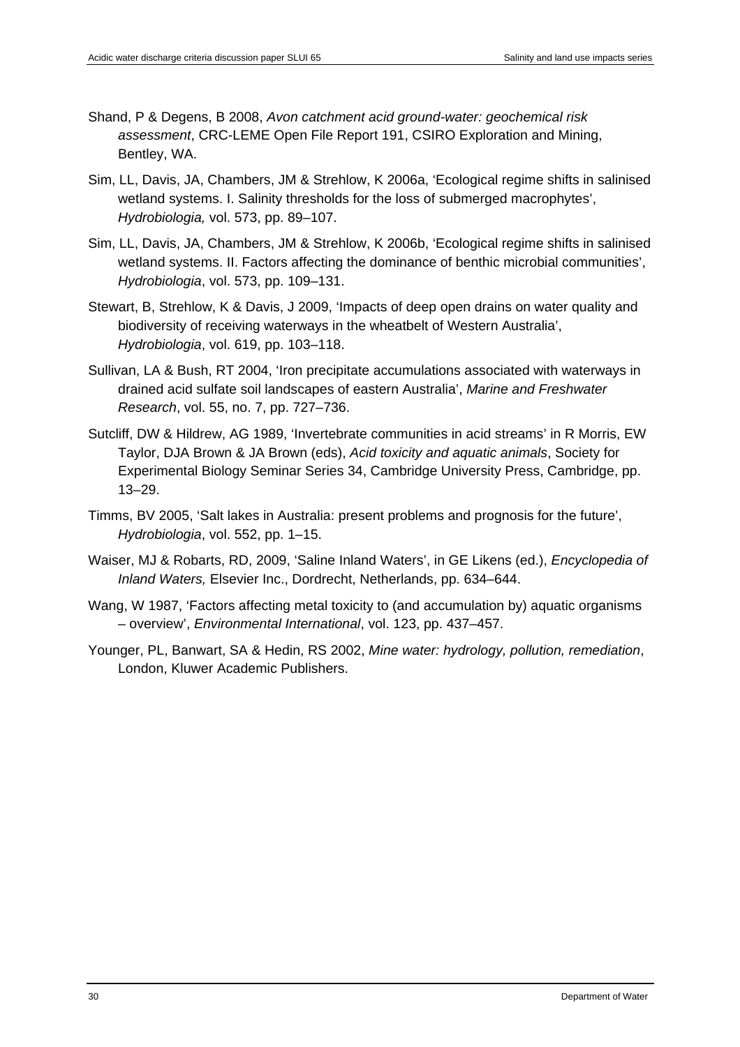Shand, P & Degens, B 2008, *Avon catchment acid ground-water: geochemical risk assessment*, CRC-LEME Open File Report 191, CSIRO Exploration and Mining, Bentley, WA.

Sim, LL, Davis, JA, Chambers, JM & Strehlow, K 2006a, 'Ecological regime shifts in salinised wetland systems. I. Salinity thresholds for the loss of submerged macrophytes', *Hydrobiologia,* vol. 573, pp. 89–107.

Sim, LL, Davis, JA, Chambers, JM & Strehlow, K 2006b, 'Ecological regime shifts in salinised wetland systems. II. Factors affecting the dominance of benthic microbial communities', *Hydrobiologia*, vol. 573, pp. 109–131.

Stewart, B, Strehlow, K & Davis, J 2009, 'Impacts of deep open drains on water quality and biodiversity of receiving waterways in the wheatbelt of Western Australia', *Hydrobiologia*, vol. 619, pp. 103–118.

Sullivan, LA & Bush, RT 2004, 'Iron precipitate accumulations associated with waterways in drained acid sulfate soil landscapes of eastern Australia', *Marine and Freshwater Research*, vol. 55, no. 7, pp. 727–736.

Sutcliff, DW & Hildrew, AG 1989, 'Invertebrate communities in acid streams' in R Morris, EW Taylor, DJA Brown & JA Brown (eds), *Acid toxicity and aquatic animals*, Society for Experimental Biology Seminar Series 34, Cambridge University Press, Cambridge, pp. 13–29.

Timms, BV 2005, 'Salt lakes in Australia: present problems and prognosis for the future', *Hydrobiologia*, vol. 552, pp. 1–15.

Waiser, MJ & Robarts, RD, 2009, 'Saline Inland Waters', in GE Likens (ed.), *Encyclopedia of Inland Waters,* Elsevier Inc., Dordrecht, Netherlands, pp. 634–644.

Wang, W 1987, 'Factors affecting metal toxicity to (and accumulation by) aquatic organisms – overview', *Environmental International*, vol. 123, pp. 437–457.

Younger, PL, Banwart, SA & Hedin, RS 2002, *Mine water: hydrology, pollution, remediation*, London, Kluwer Academic Publishers.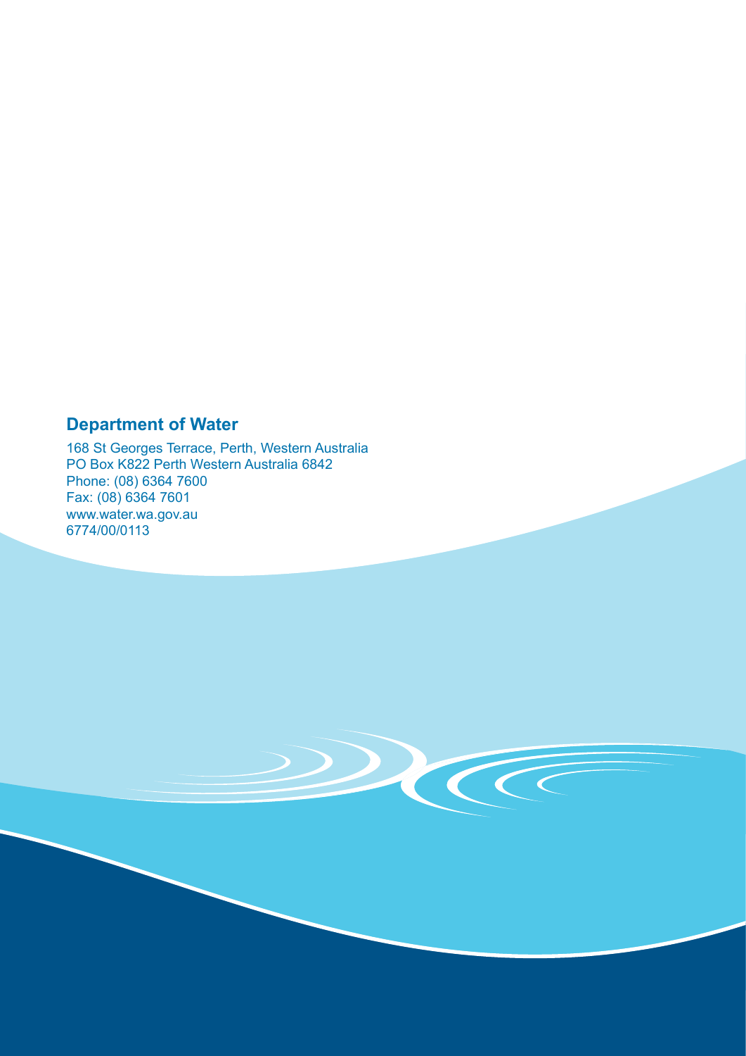**Department of Water**

168 St Georges Terrace, Perth, Western Australia
PO Box K822 Perth Western Australia 6842
Phone: (08) 6364 7600
Fax: (08) 6364 7601
www.water.wa.gov.au
6774/00/0113